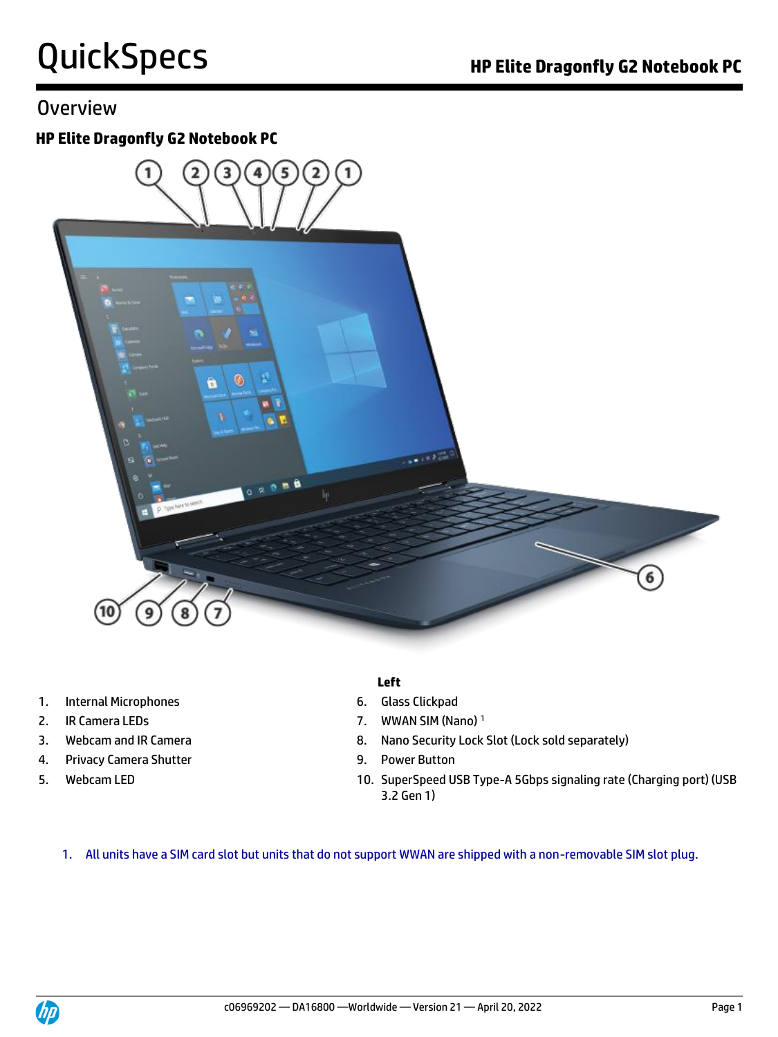# QuickSpecs

## Overview

### HP Elite Dragonfly G2 Notebook PC

1. Internal Microphones
2. IR Camera LEDs
3. Webcam and IR Camera
4. Privacy Camera Shutter
5. Webcam LED

**Left**

6. Glass Clickpad
7. WWAN SIM (Nano) [1]
8. Nano Security Lock Slot (Lock sold separately)
9. Power Button
10. SuperSpeed USB Type-A 5Gbps signaling rate (Charging port) (USB 3.2 Gen 1)

1. All units have a SIM card slot but units that do not support WWAN are shipped with a non-removable SIM slot plug.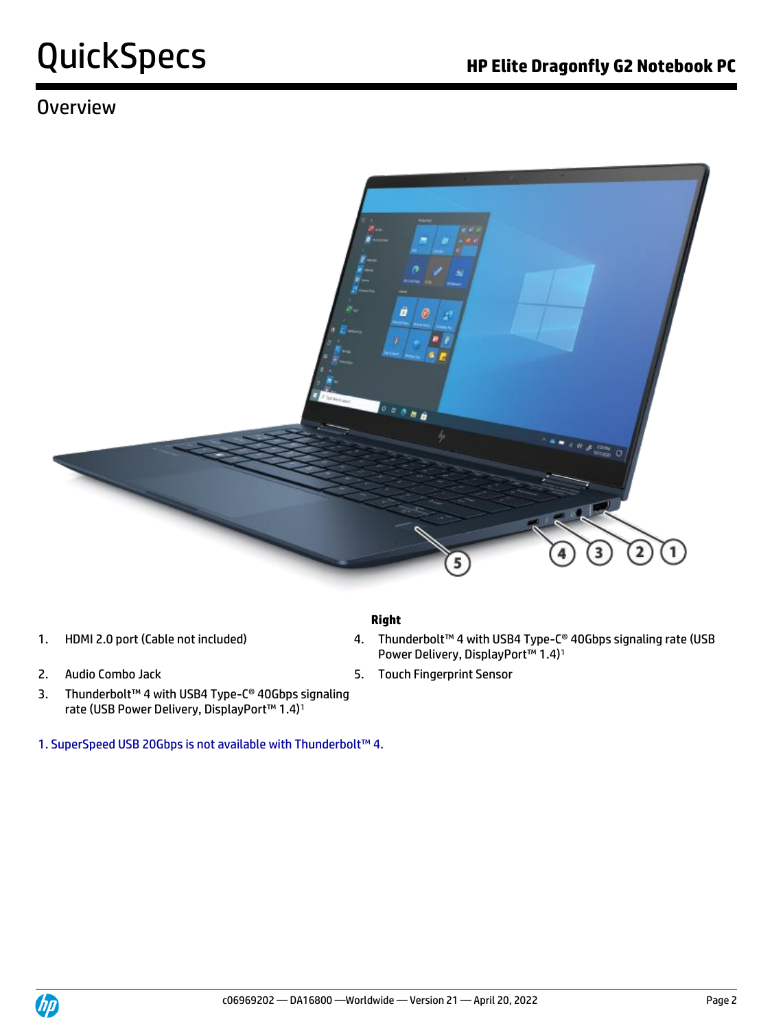# Overview

**Right**

1. HDMI 2.0 port (Cable not included)
2. Audio Combo Jack
3. Thunderbolt™ 4 with USB4 Type-C® 40Gbps signaling rate (USB Power Delivery, DisplayPort™ 1.4)[1]
4. Thunderbolt™ 4 with USB4 Type-C® 40Gbps signaling rate (USB Power Delivery, DisplayPort™ 1.4)[1]
5. Touch Fingerprint Sensor

1. SuperSpeed USB 20Gbps is not available with Thunderbolt™ 4.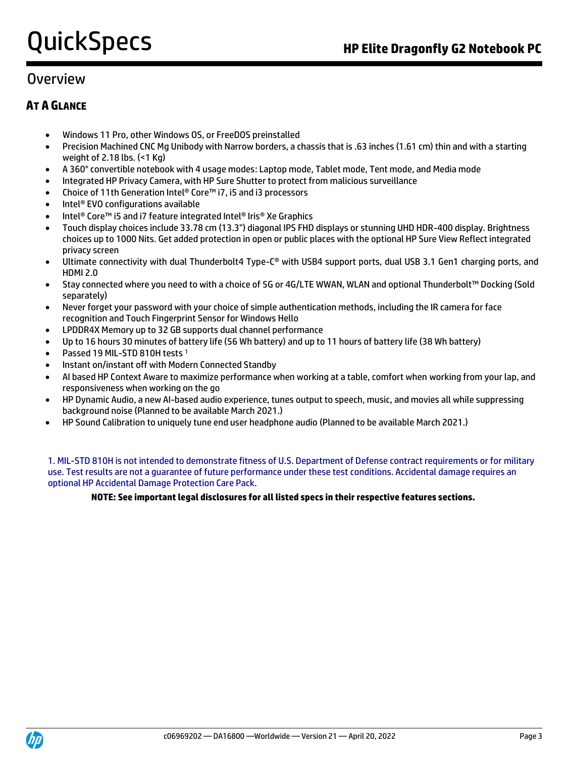# Overview

## AT A GLANCE

- Windows 11 Pro, other Windows OS, or FreeDOS preinstalled
- Precision Machined CNC Mg Unibody with Narrow borders, a chassis that is .63 inches (1.61 cm) thin and with a starting weight of 2.18 lbs. (<1 Kg)
- A 360° convertible notebook with 4 usage modes: Laptop mode, Tablet mode, Tent mode, and Media mode
- Integrated HP Privacy Camera, with HP Sure Shutter to protect from malicious surveillance
- Choice of 11th Generation Intel® Core™ i7, i5 and i3 processors
- Intel® EVO configurations available
- Intel® Core™ i5 and i7 feature integrated Intel® Iris® Xe Graphics
- Touch display choices include 33.78 cm (13.3") diagonal IPS FHD displays or stunning UHD HDR-400 display. Brightness choices up to 1000 Nits. Get added protection in open or public places with the optional HP Sure View Reflect integrated privacy screen
- Ultimate connectivity with dual Thunderbolt4 Type-C® with USB4 support ports, dual USB 3.1 Gen1 charging ports, and HDMI 2.0
- Stay connected where you need to with a choice of 5G or 4G/LTE WWAN, WLAN and optional Thunderbolt™ Docking (Sold separately)
- Never forget your password with your choice of simple authentication methods, including the IR camera for face recognition and Touch Fingerprint Sensor for Windows Hello
- LPDDR4X Memory up to 32 GB supports dual channel performance
- Up to 16 hours 30 minutes of battery life (56 Wh battery) and up to 11 hours of battery life (38 Wh battery)
- Passed 19 MIL-STD 810H tests [1]
- Instant on/instant off with Modern Connected Standby
- AI based HP Context Aware to maximize performance when working at a table, comfort when working from your lap, and responsiveness when working on the go
- HP Dynamic Audio, a new AI-based audio experience, tunes output to speech, music, and movies all while suppressing background noise (Planned to be available March 2021.)
- HP Sound Calibration to uniquely tune end user headphone audio (Planned to be available March 2021.)

1. MIL-STD 810H is not intended to demonstrate fitness of U.S. Department of Defense contract requirements or for military use. Test results are not a guarantee of future performance under these test conditions. Accidental damage requires an optional HP Accidental Damage Protection Care Pack.

**NOTE: See important legal disclosures for all listed specs in their respective features sections.**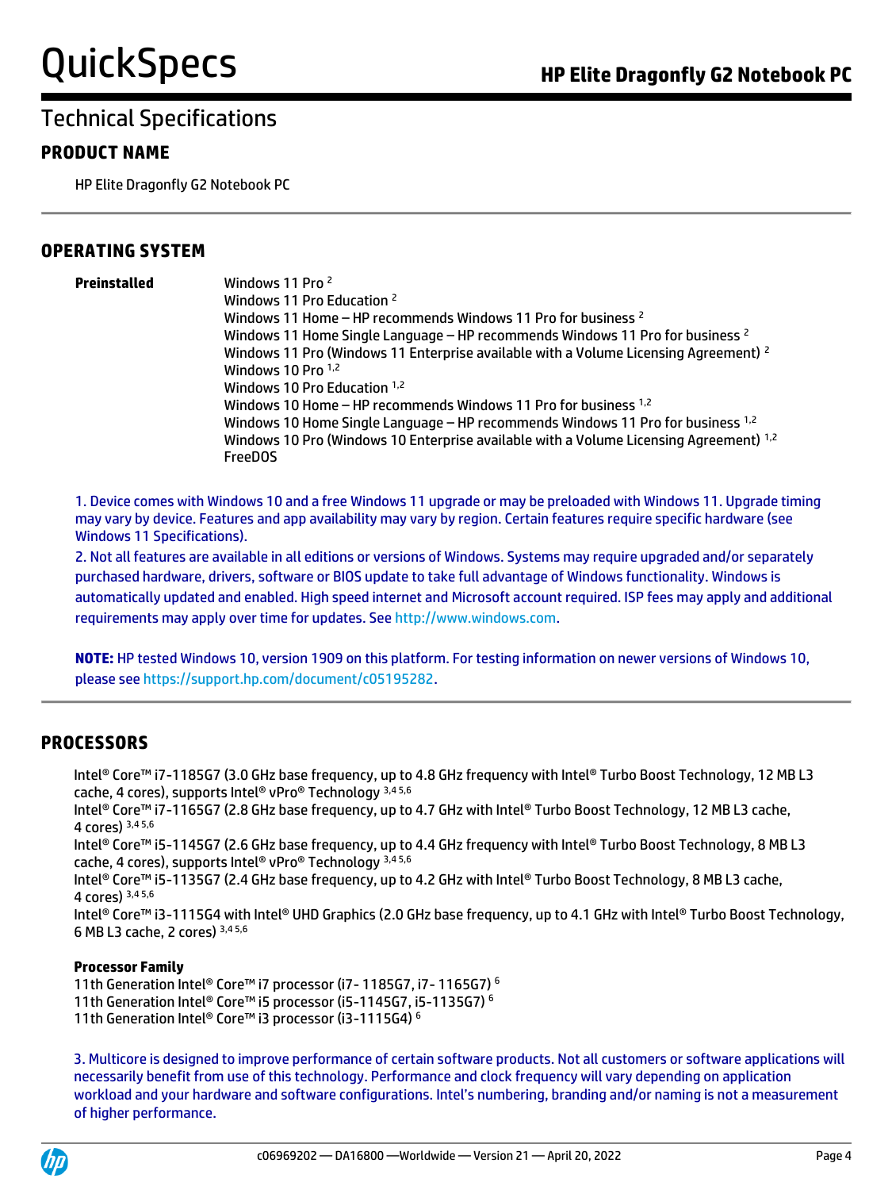# Technical Specifications

## PRODUCT NAME

HP Elite Dragonfly G2 Notebook PC

## OPERATING SYSTEM

**Preinstalled**

Windows 11 Pro [2]
Windows 11 Pro Education [2]
Windows 11 Home – HP recommends Windows 11 Pro for business [2]
Windows 11 Home Single Language – HP recommends Windows 11 Pro for business [2]
Windows 11 Pro (Windows 11 Enterprise available with a Volume Licensing Agreement) [2]
Windows 10 Pro [1,2]
Windows 10 Pro Education [1,2]
Windows 10 Home – HP recommends Windows 11 Pro for business [1,2]
Windows 10 Home Single Language – HP recommends Windows 11 Pro for business [1,2]
Windows 10 Pro (Windows 10 Enterprise available with a Volume Licensing Agreement) [1,2]
FreeDOS

1. Device comes with Windows 10 and a free Windows 11 upgrade or may be preloaded with Windows 11. Upgrade timing may vary by device. Features and app availability may vary by region. Certain features require specific hardware (see Windows 11 Specifications).
2. Not all features are available in all editions or versions of Windows. Systems may require upgraded and/or separately purchased hardware, drivers, software or BIOS update to take full advantage of Windows functionality. Windows is automatically updated and enabled. High speed internet and Microsoft account required. ISP fees may apply and additional requirements may apply over time for updates. See http://www.windows.com.

**NOTE:** HP tested Windows 10, version 1909 on this platform. For testing information on newer versions of Windows 10, please see https://support.hp.com/document/c05195282.

## PROCESSORS

Intel® Core™ i7-1185G7 (3.0 GHz base frequency, up to 4.8 GHz frequency with Intel® Turbo Boost Technology, 12 MB L3 cache, 4 cores), supports Intel® vPro® Technology [3,4,5,6]
Intel® Core™ i7-1165G7 (2.8 GHz base frequency, up to 4.7 GHz with Intel® Turbo Boost Technology, 12 MB L3 cache, 4 cores) [3,4,5,6]
Intel® Core™ i5-1145G7 (2.6 GHz base frequency, up to 4.4 GHz frequency with Intel® Turbo Boost Technology, 8 MB L3 cache, 4 cores), supports Intel® vPro® Technology [3,4,5,6]
Intel® Core™ i5-1135G7 (2.4 GHz base frequency, up to 4.2 GHz with Intel® Turbo Boost Technology, 8 MB L3 cache, 4 cores) [3,4,5,6]
Intel® Core™ i3-1115G4 with Intel® UHD Graphics (2.0 GHz base frequency, up to 4.1 GHz with Intel® Turbo Boost Technology, 6 MB L3 cache, 2 cores) [3,4,5,6]

**Processor Family**

11th Generation Intel® Core™ i7 processor (i7- 1185G7, i7- 1165G7) [6]
11th Generation Intel® Core™ i5 processor (i5-1145G7, i5-1135G7) [6]
11th Generation Intel® Core™ i3 processor (i3-1115G4) [6]

3. Multicore is designed to improve performance of certain software products. Not all customers or software applications will necessarily benefit from use of this technology. Performance and clock frequency will vary depending on application workload and your hardware and software configurations. Intel's numbering, branding and/or naming is not a measurement of higher performance.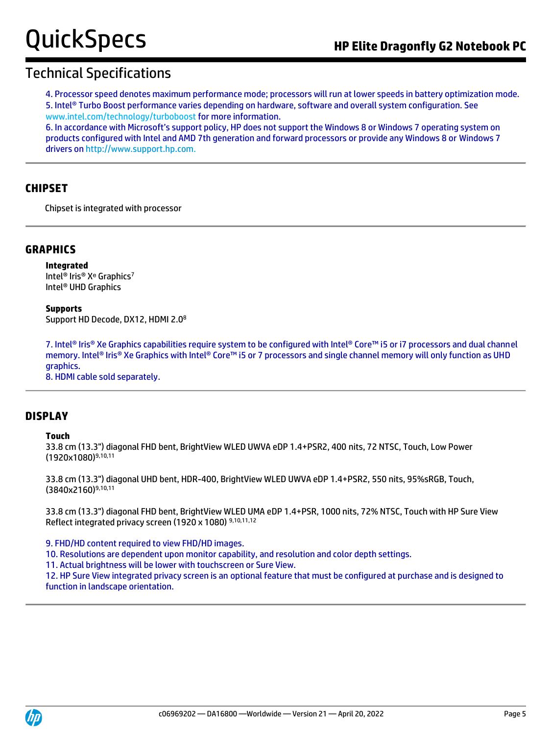## Technical Specifications

4. Processor speed denotes maximum performance mode; processors will run at lower speeds in battery optimization mode.
5. Intel® Turbo Boost performance varies depending on hardware, software and overall system configuration. See www.intel.com/technology/turboboost for more information.
6. In accordance with Microsoft's support policy, HP does not support the Windows 8 or Windows 7 operating system on products configured with Intel and AMD 7th generation and forward processors or provide any Windows 8 or Windows 7 drivers on http://www.support.hp.com.

### CHIPSET

Chipset is integrated with processor

### GRAPHICS

**Integrated**
Intel® Iris® Xe Graphics[7]
Intel® UHD Graphics

**Supports**
Support HD Decode, DX12, HDMI 2.0[8]

7. Intel® Iris® Xe Graphics capabilities require system to be configured with Intel® Core™ i5 or i7 processors and dual channel memory. Intel® Iris® Xe Graphics with Intel® Core™ i5 or 7 processors and single channel memory will only function as UHD graphics.
8. HDMI cable sold separately.

### DISPLAY

**Touch**
33.8 cm (13.3") diagonal FHD bent, BrightView WLED UWVA eDP 1.4+PSR2, 400 nits, 72 NTSC, Touch, Low Power (1920x1080)[9,10,11]

33.8 cm (13.3") diagonal UHD bent, HDR-400, BrightView WLED UWVA eDP 1.4+PSR2, 550 nits, 95%sRGB, Touch, (3840x2160)[9,10,11]

33.8 cm (13.3") diagonal FHD bent, BrightView WLED UMA eDP 1.4+PSR, 1000 nits, 72% NTSC, Touch with HP Sure View Reflect integrated privacy screen (1920 x 1080) [9,10,11,12]

9. FHD/HD content required to view FHD/HD images.
10. Resolutions are dependent upon monitor capability, and resolution and color depth settings.
11. Actual brightness will be lower with touchscreen or Sure View.
12. HP Sure View integrated privacy screen is an optional feature that must be configured at purchase and is designed to function in landscape orientation.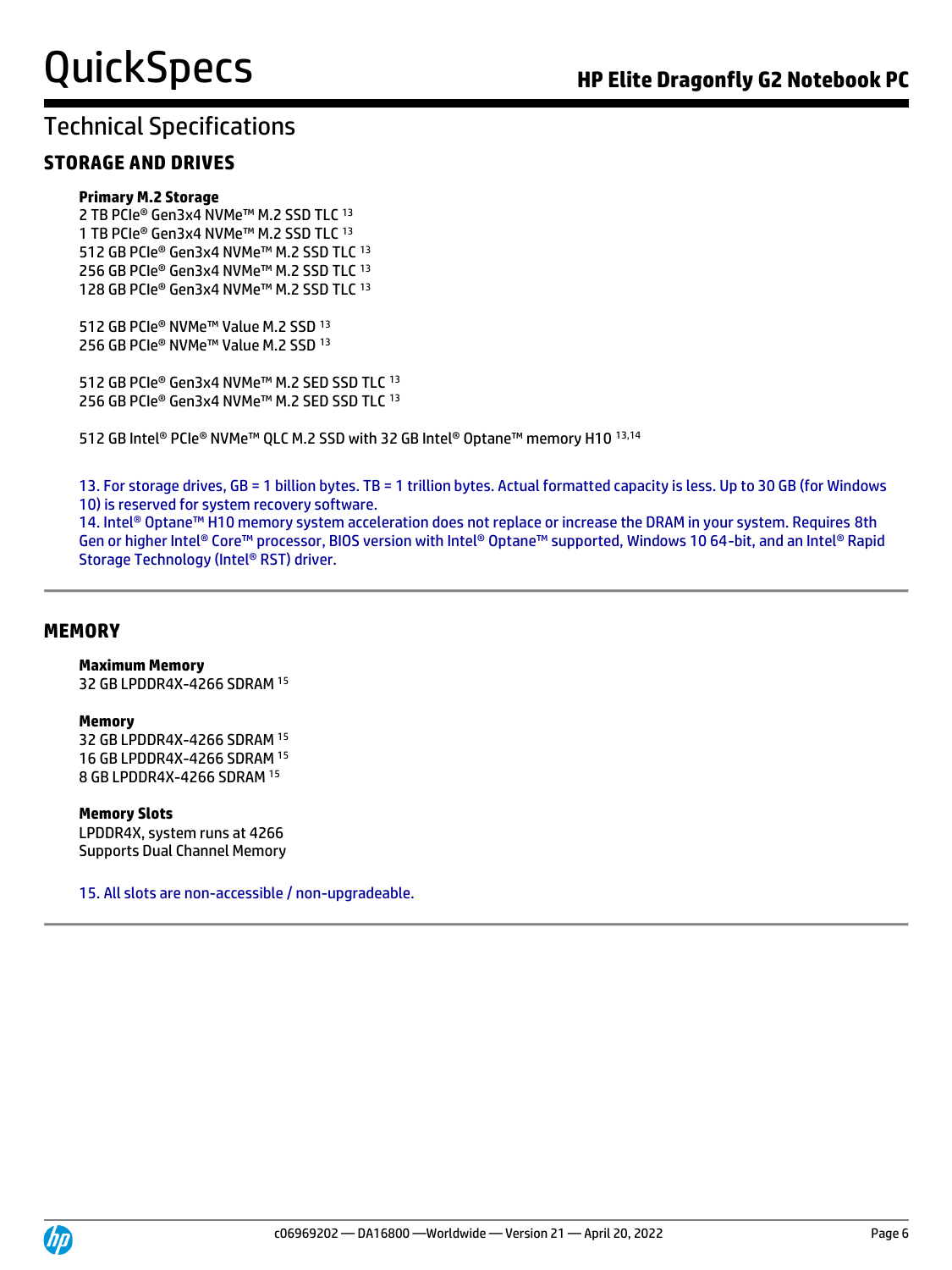# Technical Specifications

## STORAGE AND DRIVES

**Primary M.2 Storage**

2 TB PCIe® Gen3x4 NVMe™ M.2 SSD TLC [13]
1 TB PCIe® Gen3x4 NVMe™ M.2 SSD TLC [13]
512 GB PCIe® Gen3x4 NVMe™ M.2 SSD TLC [13]
256 GB PCIe® Gen3x4 NVMe™ M.2 SSD TLC [13]
128 GB PCIe® Gen3x4 NVMe™ M.2 SSD TLC [13]

512 GB PCIe® NVMe™ Value M.2 SSD [13]
256 GB PCIe® NVMe™ Value M.2 SSD [13]

512 GB PCIe® Gen3x4 NVMe™ M.2 SED SSD TLC [13]
256 GB PCIe® Gen3x4 NVMe™ M.2 SED SSD TLC [13]

512 GB Intel® PCIe® NVMe™ QLC M.2 SSD with 32 GB Intel® Optane™ memory H10 [13,14]

13. For storage drives, GB = 1 billion bytes. TB = 1 trillion bytes. Actual formatted capacity is less. Up to 30 GB (for Windows 10) is reserved for system recovery software.
14. Intel® Optane™ H10 memory system acceleration does not replace or increase the DRAM in your system. Requires 8th Gen or higher Intel® Core™ processor, BIOS version with Intel® Optane™ supported, Windows 10 64-bit, and an Intel® Rapid Storage Technology (Intel® RST) driver.

## MEMORY

**Maximum Memory**

32 GB LPDDR4X-4266 SDRAM [15]

**Memory**

32 GB LPDDR4X-4266 SDRAM [15]
16 GB LPDDR4X-4266 SDRAM [15]
8 GB LPDDR4X-4266 SDRAM [15]

**Memory Slots**

LPDDR4X, system runs at 4266
Supports Dual Channel Memory

15. All slots are non-accessible / non-upgradeable.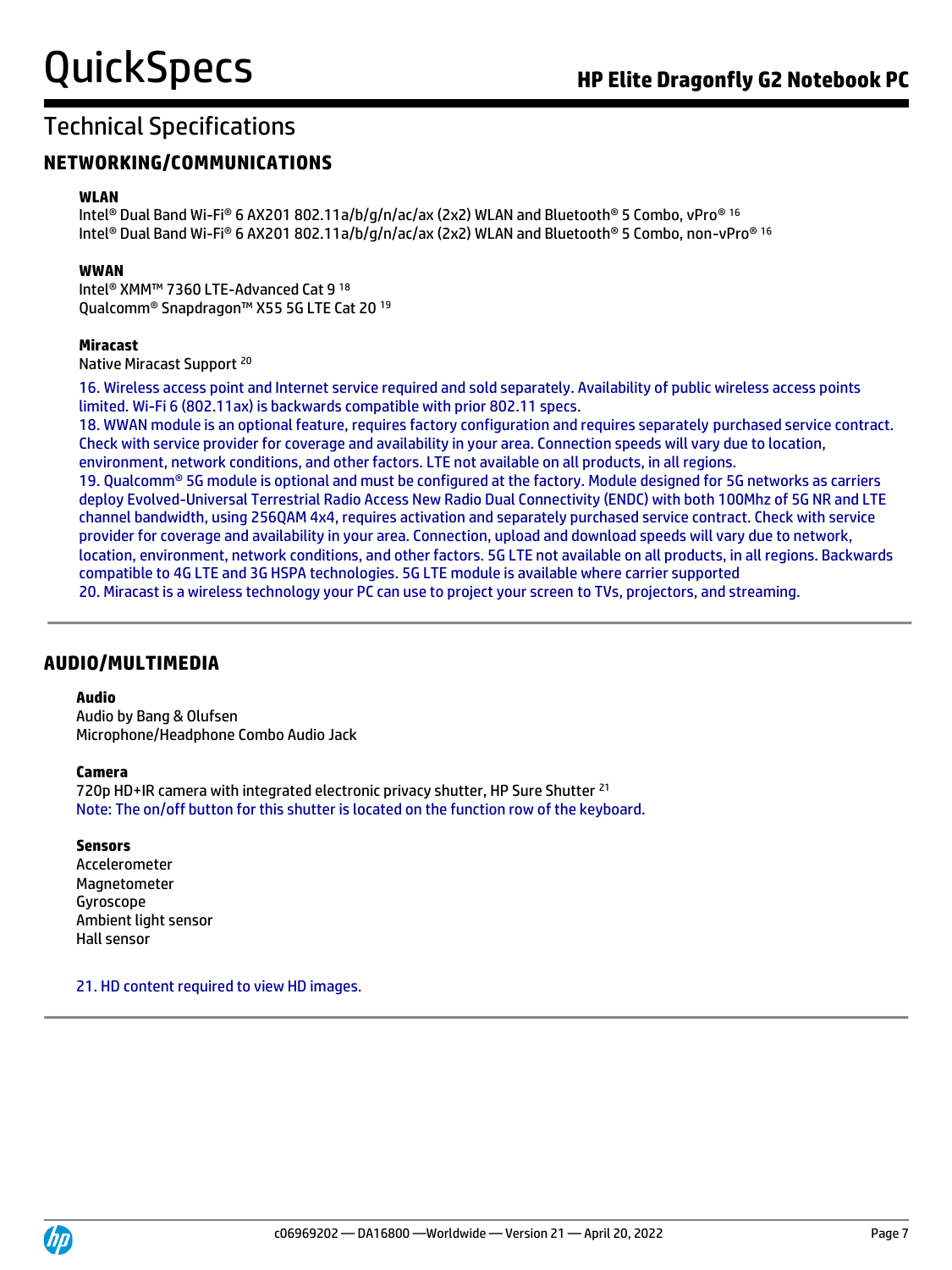# Technical Specifications

## NETWORKING/COMMUNICATIONS

### WLAN

Intel® Dual Band Wi-Fi® 6 AX201 802.11a/b/g/n/ac/ax (2x2) WLAN and Bluetooth® 5 Combo, vPro® [16]
Intel® Dual Band Wi-Fi® 6 AX201 802.11a/b/g/n/ac/ax (2x2) WLAN and Bluetooth® 5 Combo, non-vPro® [16]

### WWAN

Intel® XMM™ 7360 LTE-Advanced Cat 9 [18]
Qualcomm® Snapdragon™ X55 5G LTE Cat 20 [19]

### Miracast

Native Miracast Support [20]

16. Wireless access point and Internet service required and sold separately. Availability of public wireless access points limited. Wi-Fi 6 (802.11ax) is backwards compatible with prior 802.11 specs.
18. WWAN module is an optional feature, requires factory configuration and requires separately purchased service contract. Check with service provider for coverage and availability in your area. Connection speeds will vary due to location, environment, network conditions, and other factors. LTE not available on all products, in all regions.
19. Qualcomm® 5G module is optional and must be configured at the factory. Module designed for 5G networks as carriers deploy Evolved-Universal Terrestrial Radio Access New Radio Dual Connectivity (ENDC) with both 100Mhz of 5G NR and LTE channel bandwidth, using 256QAM 4x4, requires activation and separately purchased service contract. Check with service provider for coverage and availability in your area. Connection, upload and download speeds will vary due to network, location, environment, network conditions, and other factors. 5G LTE not available on all products, in all regions. Backwards compatible to 4G LTE and 3G HSPA technologies. 5G LTE module is available where carrier supported
20. Miracast is a wireless technology your PC can use to project your screen to TVs, projectors, and streaming.

## AUDIO/MULTIMEDIA

### Audio

Audio by Bang & Olufsen
Microphone/Headphone Combo Audio Jack

### Camera

720p HD+IR camera with integrated electronic privacy shutter, HP Sure Shutter [21]
Note: The on/off button for this shutter is located on the function row of the keyboard.

### Sensors

Accelerometer
Magnetometer
Gyroscope
Ambient light sensor
Hall sensor

21. HD content required to view HD images.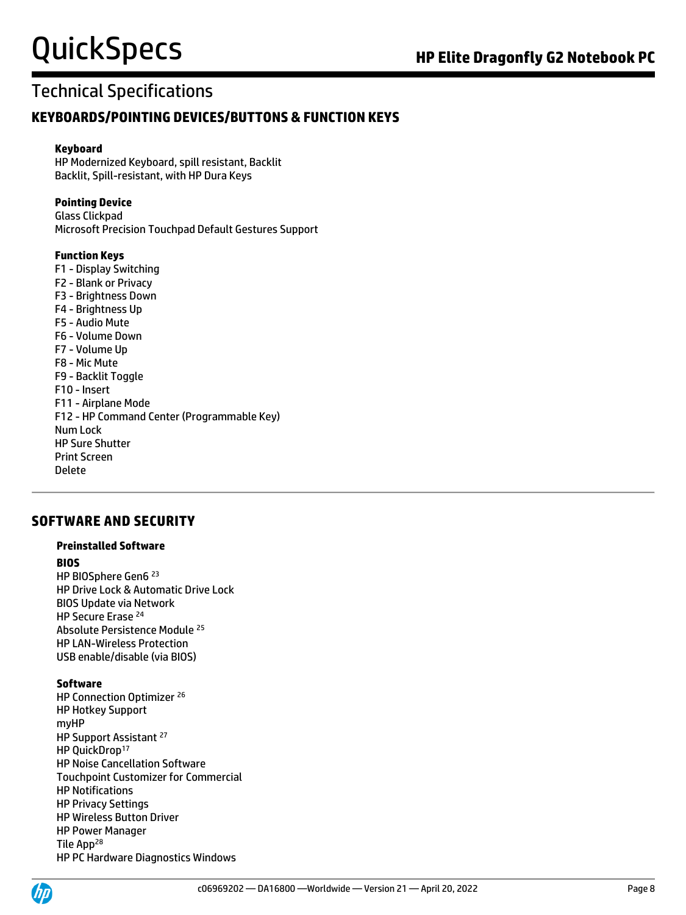## Technical Specifications

### KEYBOARDS/POINTING DEVICES/BUTTONS & FUNCTION KEYS

**Keyboard**
HP Modernized Keyboard, spill resistant, Backlit
Backlit, Spill-resistant, with HP Dura Keys

**Pointing Device**
Glass Clickpad
Microsoft Precision Touchpad Default Gestures Support

**Function Keys**
F1 - Display Switching
F2 - Blank or Privacy
F3 - Brightness Down
F4 - Brightness Up
F5 - Audio Mute
F6 - Volume Down
F7 - Volume Up
F8 - Mic Mute
F9 - Backlit Toggle
F10 - Insert
F11 - Airplane Mode
F12 - HP Command Center (Programmable Key)
Num Lock
HP Sure Shutter
Print Screen
Delete

### SOFTWARE AND SECURITY

**Preinstalled Software**

**BIOS**
HP BIOSphere Gen6 [23]
HP Drive Lock & Automatic Drive Lock
BIOS Update via Network
HP Secure Erase [24]
Absolute Persistence Module [25]
HP LAN-Wireless Protection
USB enable/disable (via BIOS)

**Software**
HP Connection Optimizer [26]
HP Hotkey Support
myHP
HP Support Assistant [27]
HP QuickDrop[17]
HP Noise Cancellation Software
Touchpoint Customizer for Commercial
HP Notifications
HP Privacy Settings
HP Wireless Button Driver
HP Power Manager
Tile App[28]
HP PC Hardware Diagnostics Windows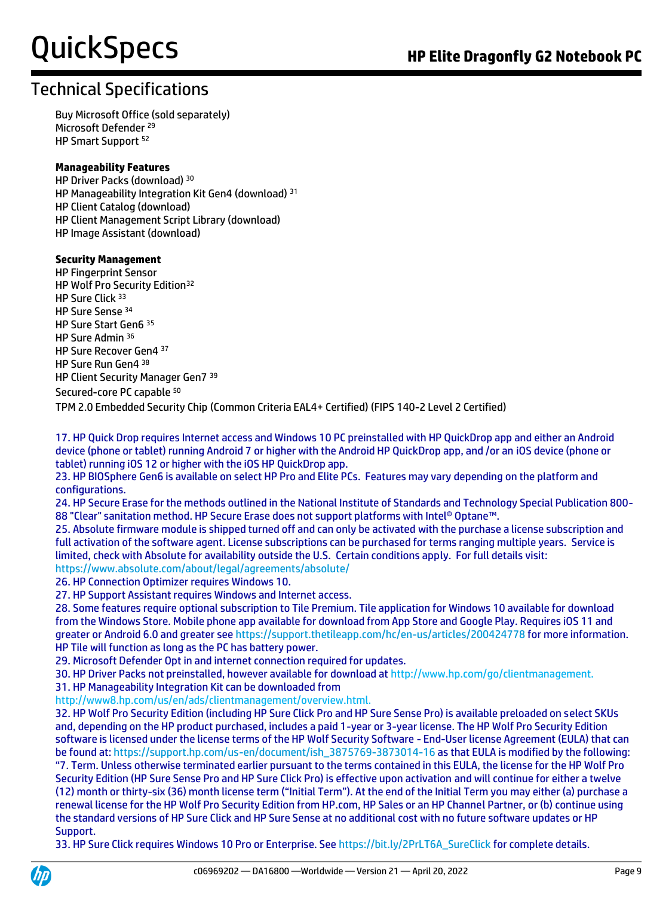## Technical Specifications

Buy Microsoft Office (sold separately)
Microsoft Defender [29]
HP Smart Support [52]

**Manageability Features**

HP Driver Packs (download) [30]
HP Manageability Integration Kit Gen4 (download) [31]
HP Client Catalog (download)
HP Client Management Script Library (download)
HP Image Assistant (download)

**Security Management**

HP Fingerprint Sensor
HP Wolf Pro Security Edition[32]
HP Sure Click [33]
HP Sure Sense [34]
HP Sure Start Gen6 [35]
HP Sure Admin [36]
HP Sure Recover Gen4 [37]
HP Sure Run Gen4 [38]
HP Client Security Manager Gen7 [39]
Secured-core PC capable [50]
TPM 2.0 Embedded Security Chip (Common Criteria EAL4+ Certified) (FIPS 140-2 Level 2 Certified)

17. HP Quick Drop requires Internet access and Windows 10 PC preinstalled with HP QuickDrop app and either an Android device (phone or tablet) running Android 7 or higher with the Android HP QuickDrop app, and /or an iOS device (phone or tablet) running iOS 12 or higher with the iOS HP QuickDrop app.
23. HP BIOSphere Gen6 is available on select HP Pro and Elite PCs. Features may vary depending on the platform and configurations.
24. HP Secure Erase for the methods outlined in the National Institute of Standards and Technology Special Publication 800-88 "Clear" sanitation method. HP Secure Erase does not support platforms with Intel® Optane™.
25. Absolute firmware module is shipped turned off and can only be activated with the purchase a license subscription and full activation of the software agent. License subscriptions can be purchased for terms ranging multiple years. Service is limited, check with Absolute for availability outside the U.S. Certain conditions apply. For full details visit: https://www.absolute.com/about/legal/agreements/absolute/
26. HP Connection Optimizer requires Windows 10.
27. HP Support Assistant requires Windows and Internet access.
28. Some features require optional subscription to Tile Premium. Tile application for Windows 10 available for download from the Windows Store. Mobile phone app available for download from App Store and Google Play. Requires iOS 11 and greater or Android 6.0 and greater see https://support.thetileapp.com/hc/en-us/articles/200424778 for more information. HP Tile will function as long as the PC has battery power.
29. Microsoft Defender Opt in and internet connection required for updates.
30. HP Driver Packs not preinstalled, however available for download at http://www.hp.com/go/clientmanagement.
31. HP Manageability Integration Kit can be downloaded from http://www8.hp.com/us/en/ads/clientmanagement/overview.html.
32. HP Wolf Pro Security Edition (including HP Sure Click Pro and HP Sure Sense Pro) is available preloaded on select SKUs and, depending on the HP product purchased, includes a paid 1-year or 3-year license. The HP Wolf Pro Security Edition software is licensed under the license terms of the HP Wolf Security Software - End-User license Agreement (EULA) that can be found at: https://support.hp.com/us-en/document/ish_3875769-3873014-16 as that EULA is modified by the following: "7. Term. Unless otherwise terminated earlier pursuant to the terms contained in this EULA, the license for the HP Wolf Pro Security Edition (HP Sure Sense Pro and HP Sure Click Pro) is effective upon activation and will continue for either a twelve (12) month or thirty-six (36) month license term ("Initial Term"). At the end of the Initial Term you may either (a) purchase a renewal license for the HP Wolf Pro Security Edition from HP.com, HP Sales or an HP Channel Partner, or (b) continue using the standard versions of HP Sure Click and HP Sure Sense at no additional cost with no future software updates or HP Support.
33. HP Sure Click requires Windows 10 Pro or Enterprise. See https://bit.ly/2PrLT6A_SureClick for complete details.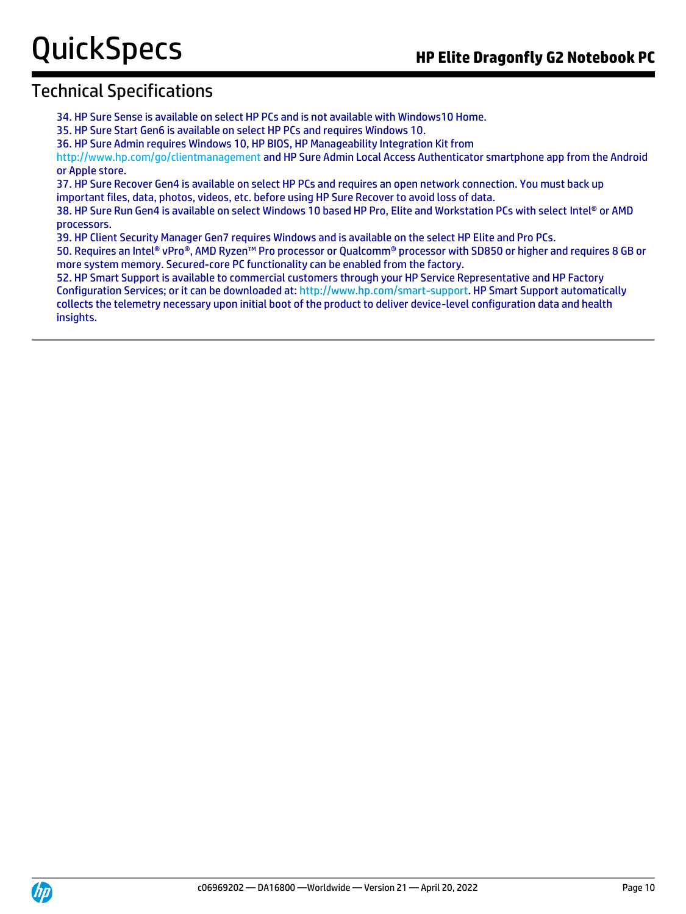## Technical Specifications

34. HP Sure Sense is available on select HP PCs and is not available with Windows10 Home.
35. HP Sure Start Gen6 is available on select HP PCs and requires Windows 10.
36. HP Sure Admin requires Windows 10, HP BIOS, HP Manageability Integration Kit from http://www.hp.com/go/clientmanagement and HP Sure Admin Local Access Authenticator smartphone app from the Android or Apple store.
37. HP Sure Recover Gen4 is available on select HP PCs and requires an open network connection. You must back up important files, data, photos, videos, etc. before using HP Sure Recover to avoid loss of data.
38. HP Sure Run Gen4 is available on select Windows 10 based HP Pro, Elite and Workstation PCs with select Intel® or AMD processors.
39. HP Client Security Manager Gen7 requires Windows and is available on the select HP Elite and Pro PCs.
50. Requires an Intel® vPro®, AMD Ryzen™ Pro processor or Qualcomm® processor with SD850 or higher and requires 8 GB or more system memory. Secured-core PC functionality can be enabled from the factory.
52. HP Smart Support is available to commercial customers through your HP Service Representative and HP Factory Configuration Services; or it can be downloaded at: http://www.hp.com/smart-support. HP Smart Support automatically collects the telemetry necessary upon initial boot of the product to deliver device-level configuration data and health insights.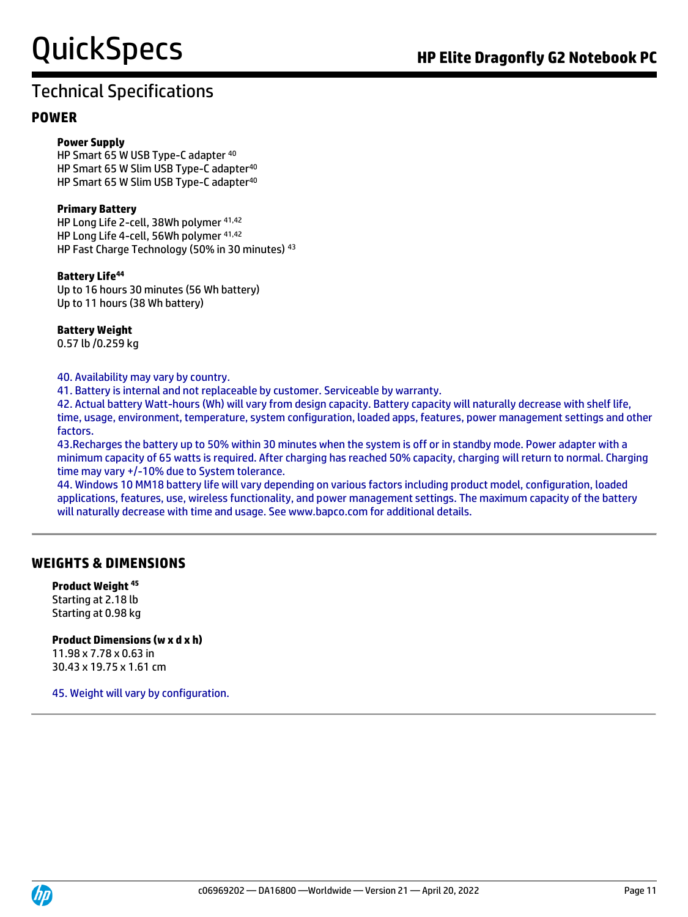# Technical Specifications

## POWER

**Power Supply**
HP Smart 65 W USB Type-C adapter [40]
HP Smart 65 W Slim USB Type-C adapter[40]
HP Smart 65 W Slim USB Type-C adapter[40]

**Primary Battery**
HP Long Life 2-cell, 38Wh polymer [41,42]
HP Long Life 4-cell, 56Wh polymer [41,42]
HP Fast Charge Technology (50% in 30 minutes) [43]

**Battery Life[44]**
Up to 16 hours 30 minutes (56 Wh battery)
Up to 11 hours (38 Wh battery)

**Battery Weight**
0.57 lb /0.259 kg

40. Availability may vary by country.
41. Battery is internal and not replaceable by customer. Serviceable by warranty.
42. Actual battery Watt-hours (Wh) will vary from design capacity. Battery capacity will naturally decrease with shelf life, time, usage, environment, temperature, system configuration, loaded apps, features, power management settings and other factors.
43.Recharges the battery up to 50% within 30 minutes when the system is off or in standby mode. Power adapter with a minimum capacity of 65 watts is required. After charging has reached 50% capacity, charging will return to normal. Charging time may vary +/-10% due to System tolerance.
44. Windows 10 MM18 battery life will vary depending on various factors including product model, configuration, loaded applications, features, use, wireless functionality, and power management settings. The maximum capacity of the battery will naturally decrease with time and usage. See www.bapco.com for additional details.

## WEIGHTS & DIMENSIONS

**Product Weight [45]**
Starting at 2.18 lb
Starting at 0.98 kg

**Product Dimensions (w x d x h)**
11.98 x 7.78 x 0.63 in
30.43 x 19.75 x 1.61 cm

45. Weight will vary by configuration.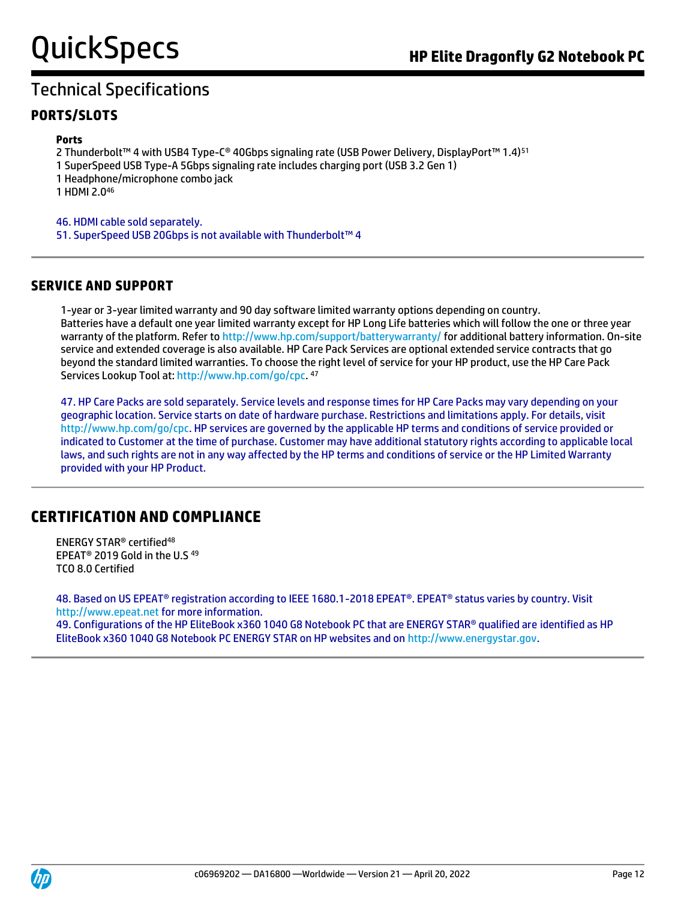# Technical Specifications

## PORTS/SLOTS

**Ports**

2 Thunderbolt™ 4 with USB4 Type-C® 40Gbps signaling rate (USB Power Delivery, DisplayPort™ 1.4)[51]
1 SuperSpeed USB Type-A 5Gbps signaling rate includes charging port (USB 3.2 Gen 1)
1 Headphone/microphone combo jack
1 HDMI 2.0[46]

46. HDMI cable sold separately.
51. SuperSpeed USB 20Gbps is not available with Thunderbolt™ 4

## SERVICE AND SUPPORT

1-year or 3-year limited warranty and 90 day software limited warranty options depending on country.
Batteries have a default one year limited warranty except for HP Long Life batteries which will follow the one or three year warranty of the platform. Refer to http://www.hp.com/support/batterywarranty/ for additional battery information. On-site service and extended coverage is also available. HP Care Pack Services are optional extended service contracts that go beyond the standard limited warranties. To choose the right level of service for your HP product, use the HP Care Pack Services Lookup Tool at: http://www.hp.com/go/cpc. [47]

47. HP Care Packs are sold separately. Service levels and response times for HP Care Packs may vary depending on your geographic location. Service starts on date of hardware purchase. Restrictions and limitations apply. For details, visit http://www.hp.com/go/cpc. HP services are governed by the applicable HP terms and conditions of service provided or indicated to Customer at the time of purchase. Customer may have additional statutory rights according to applicable local laws, and such rights are not in any way affected by the HP terms and conditions of service or the HP Limited Warranty provided with your HP Product.

## CERTIFICATION AND COMPLIANCE

ENERGY STAR® certified[48]
EPEAT® 2019 Gold in the U.S [49]
TCO 8.0 Certified

48. Based on US EPEAT® registration according to IEEE 1680.1-2018 EPEAT®. EPEAT® status varies by country. Visit http://www.epeat.net for more information.
49. Configurations of the HP EliteBook x360 1040 G8 Notebook PC that are ENERGY STAR® qualified are identified as HP EliteBook x360 1040 G8 Notebook PC ENERGY STAR on HP websites and on http://www.energystar.gov.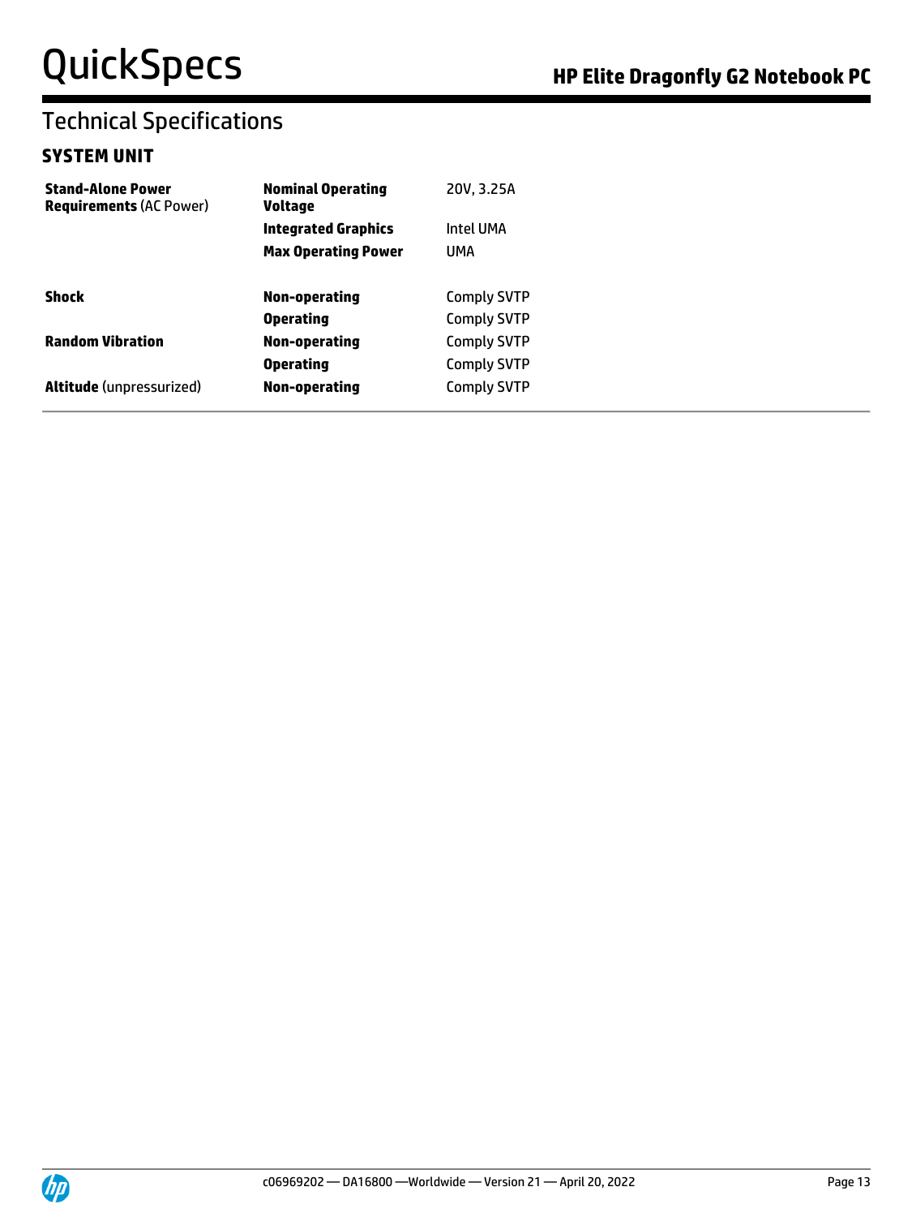## Technical Specifications

### SYSTEM UNIT

| | | |
|---|---|---|
| **Stand-Alone Power Requirements** (AC Power) | **Nominal Operating Voltage** | 20V, 3.25A |
| | **Integrated Graphics** | Intel UMA |
| | **Max Operating Power** | UMA |
| **Shock** | **Non-operating** | Comply SVTP |
| | **Operating** | Comply SVTP |
| **Random Vibration** | **Non-operating** | Comply SVTP |
| | **Operating** | Comply SVTP |
| **Altitude** (unpressurized) | **Non-operating** | Comply SVTP |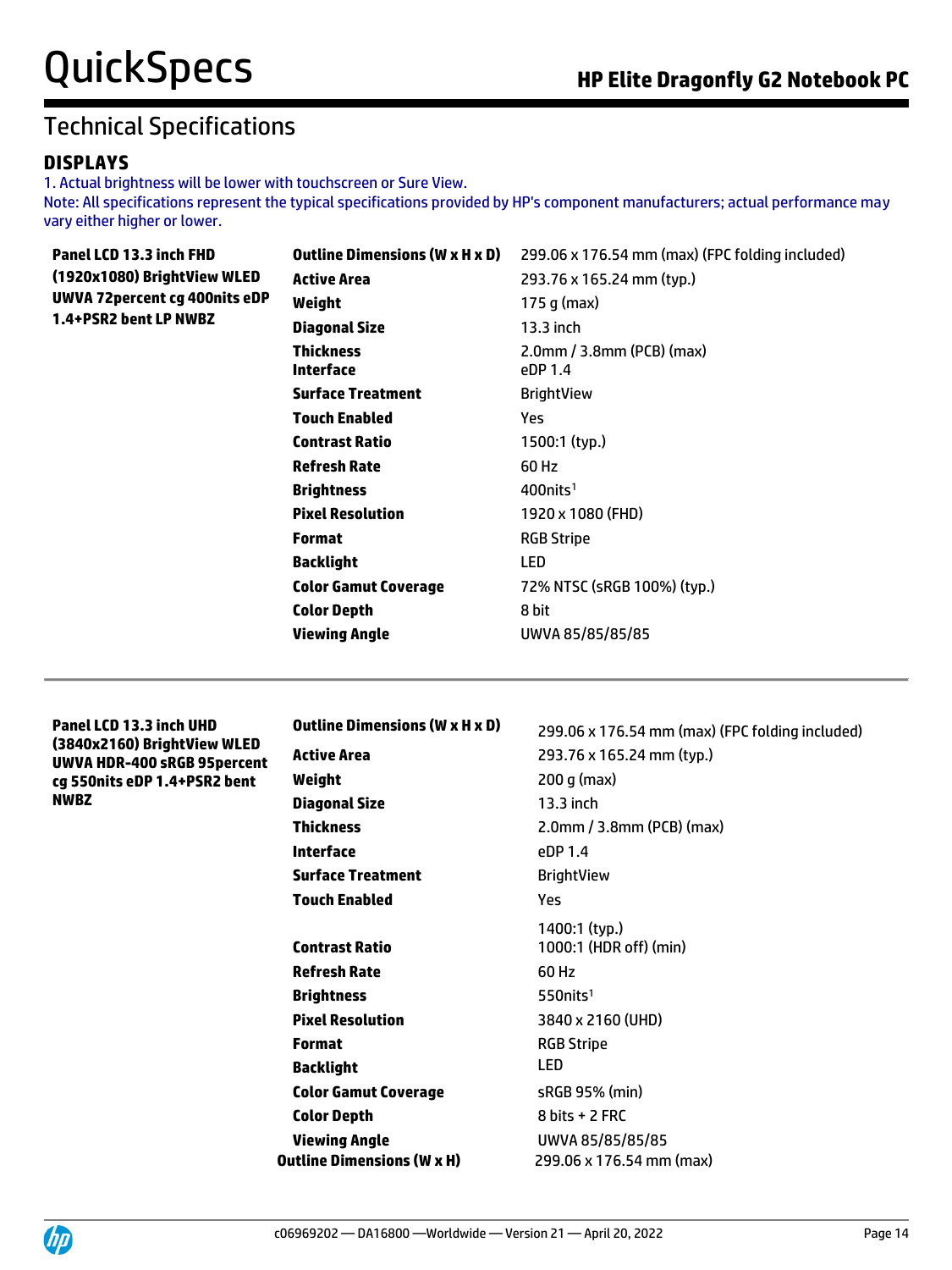## Technical Specifications

### DISPLAYS

1. Actual brightness will be lower with touchscreen or Sure View.

Note: All specifications represent the typical specifications provided by HP's component manufacturers; actual performance may vary either higher or lower.

| Panel | Specification | Value |
|---|---|---|
| **Panel LCD 13.3 inch FHD (1920x1080) BrightView WLED UWVA 72percent cg 400nits eDP 1.4+PSR2 bent LP NWBZ** | **Outline Dimensions (W x H x D)** | 299.06 x 176.54 mm (max) (FPC folding included) |
| | **Active Area** | 293.76 x 165.24 mm (typ.) |
| | **Weight** | 175 g (max) |
| | **Diagonal Size** | 13.3 inch |
| | **Thickness** | 2.0mm / 3.8mm (PCB) (max) |
| | **Interface** | eDP 1.4 |
| | **Surface Treatment** | BrightView |
| | **Touch Enabled** | Yes |
| | **Contrast Ratio** | 1500:1 (typ.) |
| | **Refresh Rate** | 60 Hz |
| | **Brightness** | 400nits[1] |
| | **Pixel Resolution** | 1920 x 1080 (FHD) |
| | **Format** | RGB Stripe |
| | **Backlight** | LED |
| | **Color Gamut Coverage** | 72% NTSC (sRGB 100%) (typ.) |
| | **Color Depth** | 8 bit |
| | **Viewing Angle** | UWVA 85/85/85/85 |

| Panel | Specification | Value |
|---|---|---|
| **Panel LCD 13.3 inch UHD (3840x2160) BrightView WLED UWVA HDR-400 sRGB 95percent cg 550nits eDP 1.4+PSR2 bent NWBZ** | **Outline Dimensions (W x H x D)** | 299.06 x 176.54 mm (max) (FPC folding included) |
| | **Active Area** | 293.76 x 165.24 mm (typ.) |
| | **Weight** | 200 g (max) |
| | **Diagonal Size** | 13.3 inch |
| | **Thickness** | 2.0mm / 3.8mm (PCB) (max) |
| | **Interface** | eDP 1.4 |
| | **Surface Treatment** | BrightView |
| | **Touch Enabled** | Yes |
| | **Contrast Ratio** | 1400:1 (typ.)<br>1000:1 (HDR off) (min) |
| | **Refresh Rate** | 60 Hz |
| | **Brightness** | 550nits[1] |
| | **Pixel Resolution** | 3840 x 2160 (UHD) |
| | **Format** | RGB Stripe |
| | **Backlight** | LED |
| | **Color Gamut Coverage** | sRGB 95% (min) |
| | **Color Depth** | 8 bits + 2 FRC |
| | **Viewing Angle** | UWVA 85/85/85/85 |
| | **Outline Dimensions (W x H)** | 299.06 x 176.54 mm (max) |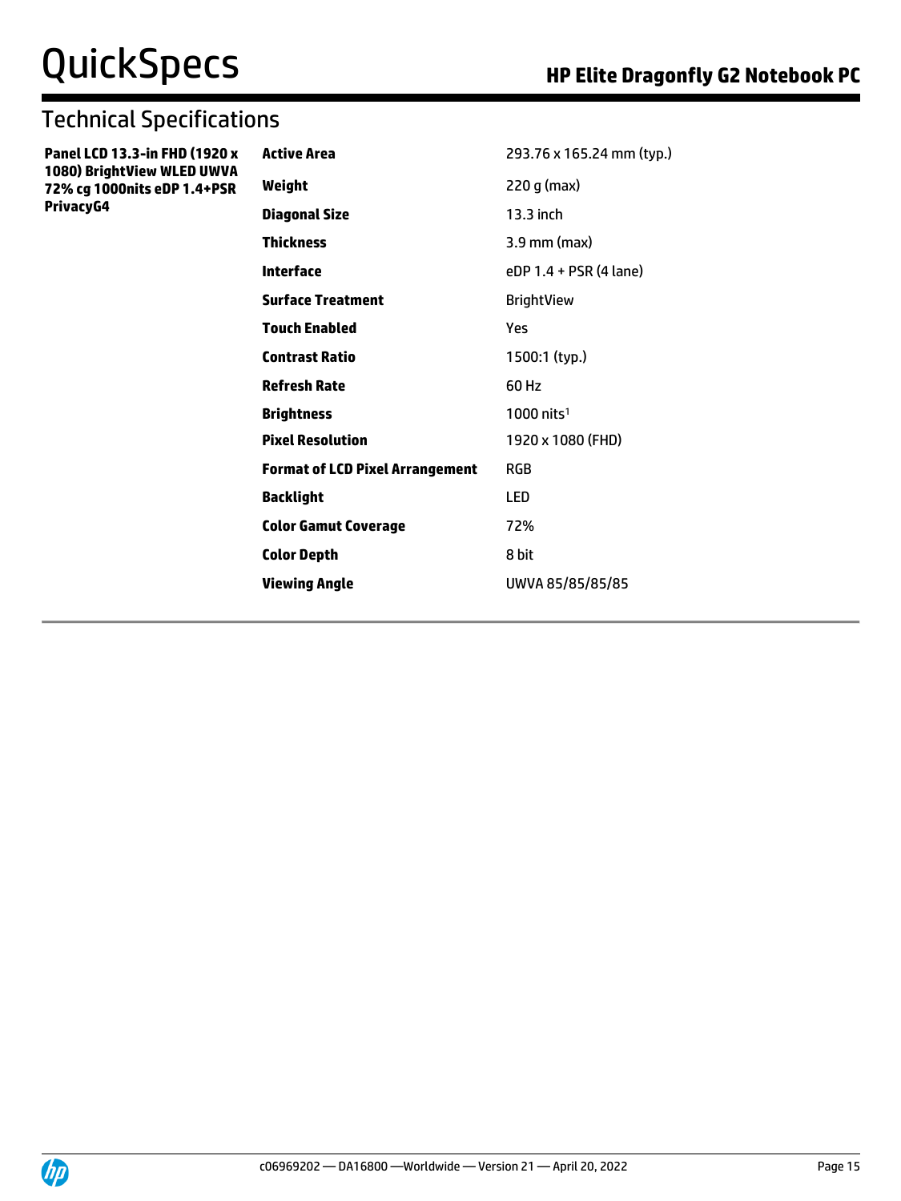## Technical Specifications

| | | |
|---|---|---|
| **Panel LCD 13.3-in FHD (1920 x 1080) BrightView WLED UWVA 72% cg 1000nits eDP 1.4+PSR PrivacyG4** | **Active Area** | 293.76 x 165.24 mm (typ.) |
| | **Weight** | 220 g (max) |
| | **Diagonal Size** | 13.3 inch |
| | **Thickness** | 3.9 mm (max) |
| | **Interface** | eDP 1.4 + PSR (4 lane) |
| | **Surface Treatment** | BrightView |
| | **Touch Enabled** | Yes |
| | **Contrast Ratio** | 1500:1 (typ.) |
| | **Refresh Rate** | 60 Hz |
| | **Brightness** | 1000 nits[1] |
| | **Pixel Resolution** | 1920 x 1080 (FHD) |
| | **Format of LCD Pixel Arrangement** | RGB |
| | **Backlight** | LED |
| | **Color Gamut Coverage** | 72% |
| | **Color Depth** | 8 bit |
| | **Viewing Angle** | UWVA 85/85/85/85 |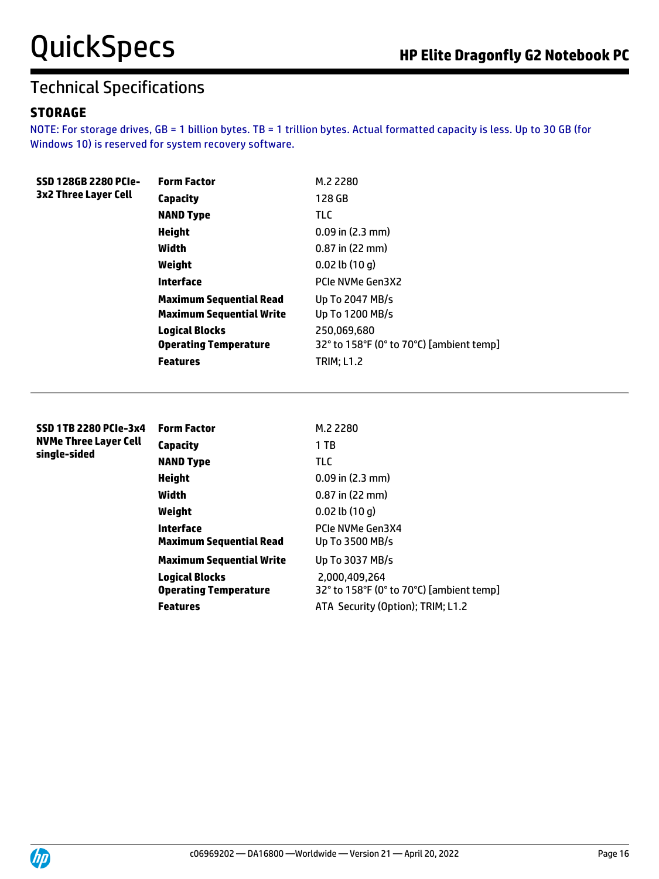## Technical Specifications

### STORAGE

NOTE: For storage drives, GB = 1 billion bytes. TB = 1 trillion bytes. Actual formatted capacity is less. Up to 30 GB (for Windows 10) is reserved for system recovery software.

| | | |
|---|---|---|
| **SSD 128GB 2280 PCIe-3x2 Three Layer Cell** | **Form Factor** | M.2 2280 |
| | **Capacity** | 128 GB |
| | **NAND Type** | TLC |
| | **Height** | 0.09 in (2.3 mm) |
| | **Width** | 0.87 in (22 mm) |
| | **Weight** | 0.02 lb (10 g) |
| | **Interface** | PCIe NVMe Gen3X2 |
| | **Maximum Sequential Read** | Up To 2047 MB/s |
| | **Maximum Sequential Write** | Up To 1200 MB/s |
| | **Logical Blocks** | 250,069,680 |
| | **Operating Temperature** | 32° to 158°F (0° to 70°C) [ambient temp] |
| | **Features** | TRIM; L1.2 |

| | | |
|---|---|---|
| **SSD 1TB 2280 PCIe-3x4 NVMe Three Layer Cell single-sided** | **Form Factor** | M.2 2280 |
| | **Capacity** | 1 TB |
| | **NAND Type** | TLC |
| | **Height** | 0.09 in (2.3 mm) |
| | **Width** | 0.87 in (22 mm) |
| | **Weight** | 0.02 lb (10 g) |
| | **Interface** | PCIe NVMe Gen3X4 |
| | **Maximum Sequential Read** | Up To 3500 MB/s |
| | **Maximum Sequential Write** | Up To 3037 MB/s |
| | **Logical Blocks** | 2,000,409,264 |
| | **Operating Temperature** | 32° to 158°F (0° to 70°C) [ambient temp] |
| | **Features** | ATA Security (Option); TRIM; L1.2 |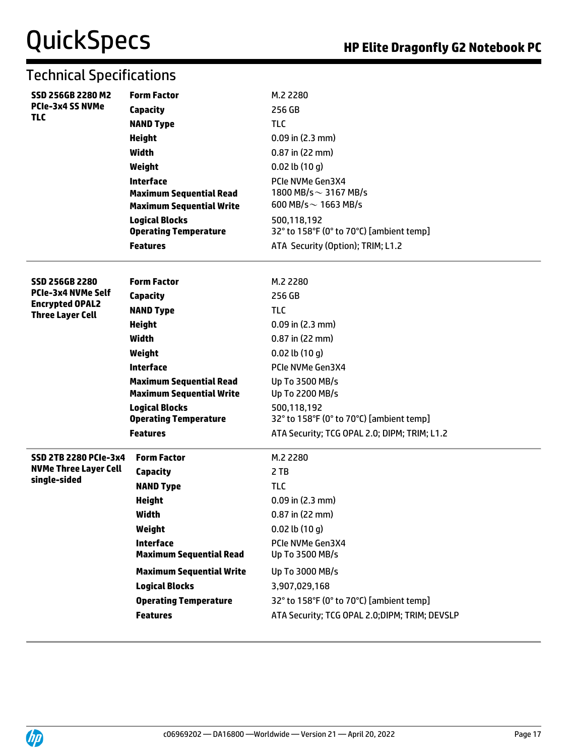## Technical Specifications

| | | |
|---|---|---|
| **SSD 256GB 2280 M2 PCIe-3x4 SS NVMe TLC** | **Form Factor** | M.2 2280 |
| | **Capacity** | 256 GB |
| | **NAND Type** | TLC |
| | **Height** | 0.09 in (2.3 mm) |
| | **Width** | 0.87 in (22 mm) |
| | **Weight** | 0.02 lb (10 g) |
| | **Interface** | PCIe NVMe Gen3X4 |
| | **Maximum Sequential Read** | 1800 MB/s ~ 3167 MB/s |
| | **Maximum Sequential Write** | 600 MB/s ~ 1663 MB/s |
| | **Logical Blocks** | 500,118,192 |
| | **Operating Temperature** | 32° to 158°F (0° to 70°C) [ambient temp] |
| | **Features** | ATA Security (Option); TRIM; L1.2 |
| **SSD 256GB 2280 PCIe-3x4 NVMe Self Encrypted OPAL2 Three Layer Cell** | **Form Factor** | M.2 2280 |
| | **Capacity** | 256 GB |
| | **NAND Type** | TLC |
| | **Height** | 0.09 in (2.3 mm) |
| | **Width** | 0.87 in (22 mm) |
| | **Weight** | 0.02 lb (10 g) |
| | **Interface** | PCIe NVMe Gen3X4 |
| | **Maximum Sequential Read** | Up To 3500 MB/s |
| | **Maximum Sequential Write** | Up To 2200 MB/s |
| | **Logical Blocks** | 500,118,192 |
| | **Operating Temperature** | 32° to 158°F (0° to 70°C) [ambient temp] |
| | **Features** | ATA Security; TCG OPAL 2.0; DIPM; TRIM; L1.2 |
| **SSD 2TB 2280 PCIe-3x4 NVMe Three Layer Cell single-sided** | **Form Factor** | M.2 2280 |
| | **Capacity** | 2 TB |
| | **NAND Type** | TLC |
| | **Height** | 0.09 in (2.3 mm) |
| | **Width** | 0.87 in (22 mm) |
| | **Weight** | 0.02 lb (10 g) |
| | **Interface** | PCIe NVMe Gen3X4 |
| | **Maximum Sequential Read** | Up To 3500 MB/s |
| | **Maximum Sequential Write** | Up To 3000 MB/s |
| | **Logical Blocks** | 3,907,029,168 |
| | **Operating Temperature** | 32° to 158°F (0° to 70°C) [ambient temp] |
| | **Features** | ATA Security; TCG OPAL 2.0;DIPM; TRIM; DEVSLP |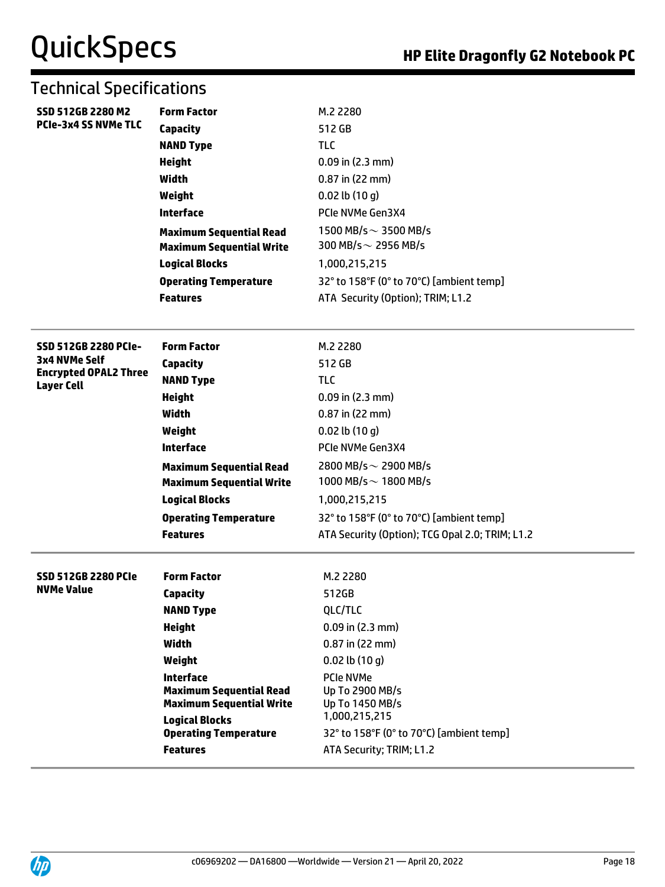## Technical Specifications

| | | |
|---|---|---|
| **SSD 512GB 2280 M2 PCIe-3x4 SS NVMe TLC** | **Form Factor** | M.2 2280 |
| | **Capacity** | 512 GB |
| | **NAND Type** | TLC |
| | **Height** | 0.09 in (2.3 mm) |
| | **Width** | 0.87 in (22 mm) |
| | **Weight** | 0.02 lb (10 g) |
| | **Interface** | PCIe NVMe Gen3X4 |
| | **Maximum Sequential Read** | 1500 MB/s ~ 3500 MB/s |
| | **Maximum Sequential Write** | 300 MB/s ~ 2956 MB/s |
| | **Logical Blocks** | 1,000,215,215 |
| | **Operating Temperature** | 32° to 158°F (0° to 70°C) [ambient temp] |
| | **Features** | ATA Security (Option); TRIM; L1.2 |

| | | |
|---|---|---|
| **SSD 512GB 2280 PCIe-3x4 NVMe Self Encrypted OPAL2 Three Layer Cell** | **Form Factor** | M.2 2280 |
| | **Capacity** | 512 GB |
| | **NAND Type** | TLC |
| | **Height** | 0.09 in (2.3 mm) |
| | **Width** | 0.87 in (22 mm) |
| | **Weight** | 0.02 lb (10 g) |
| | **Interface** | PCIe NVMe Gen3X4 |
| | **Maximum Sequential Read** | 2800 MB/s ~ 2900 MB/s |
| | **Maximum Sequential Write** | 1000 MB/s ~ 1800 MB/s |
| | **Logical Blocks** | 1,000,215,215 |
| | **Operating Temperature** | 32° to 158°F (0° to 70°C) [ambient temp] |
| | **Features** | ATA Security (Option); TCG Opal 2.0; TRIM; L1.2 |

| | | |
|---|---|---|
| **SSD 512GB 2280 PCIe NVMe Value** | **Form Factor** | M.2 2280 |
| | **Capacity** | 512GB |
| | **NAND Type** | QLC/TLC |
| | **Height** | 0.09 in (2.3 mm) |
| | **Width** | 0.87 in (22 mm) |
| | **Weight** | 0.02 lb (10 g) |
| | **Interface** | PCIe NVMe |
| | **Maximum Sequential Read** | Up To 2900 MB/s |
| | **Maximum Sequential Write** | Up To 1450 MB/s |
| | **Logical Blocks** | 1,000,215,215 |
| | **Operating Temperature** | 32° to 158°F (0° to 70°C) [ambient temp] |
| | **Features** | ATA Security; TRIM; L1.2 |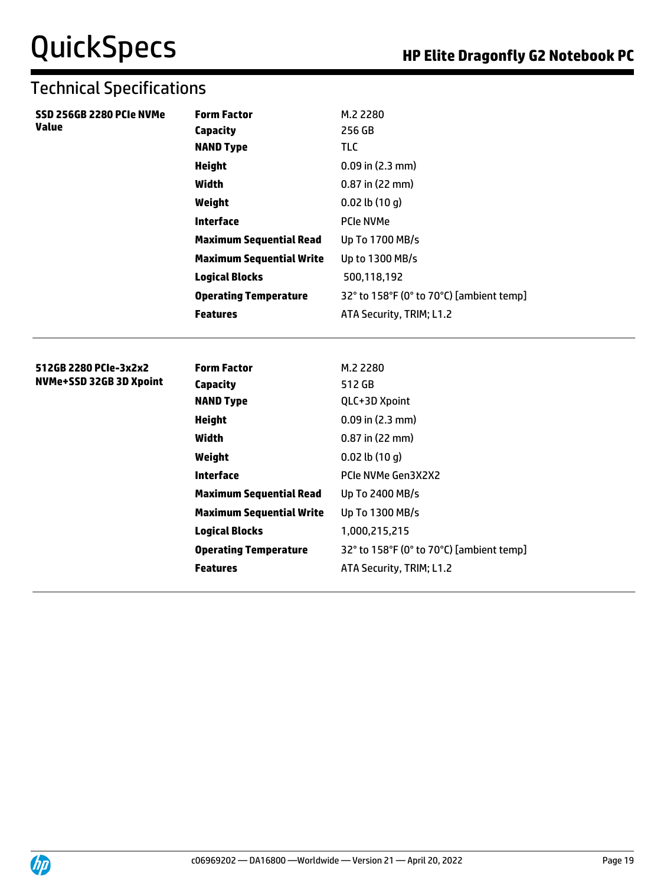## Technical Specifications

| | | |
|---|---|---|
| **SSD 256GB 2280 PCIe NVMe Value** | **Form Factor** | M.2 2280 |
| | **Capacity** | 256 GB |
| | **NAND Type** | TLC |
| | **Height** | 0.09 in (2.3 mm) |
| | **Width** | 0.87 in (22 mm) |
| | **Weight** | 0.02 lb (10 g) |
| | **Interface** | PCIe NVMe |
| | **Maximum Sequential Read** | Up To 1700 MB/s |
| | **Maximum Sequential Write** | Up to 1300 MB/s |
| | **Logical Blocks** | 500,118,192 |
| | **Operating Temperature** | 32° to 158°F (0° to 70°C) [ambient temp] |
| | **Features** | ATA Security, TRIM; L1.2 |

| | | |
|---|---|---|
| **512GB 2280 PCIe-3x2x2 NVMe+SSD 32GB 3D Xpoint** | **Form Factor** | M.2 2280 |
| | **Capacity** | 512 GB |
| | **NAND Type** | QLC+3D Xpoint |
| | **Height** | 0.09 in (2.3 mm) |
| | **Width** | 0.87 in (22 mm) |
| | **Weight** | 0.02 lb (10 g) |
| | **Interface** | PCIe NVMe Gen3X2X2 |
| | **Maximum Sequential Read** | Up To 2400 MB/s |
| | **Maximum Sequential Write** | Up To 1300 MB/s |
| | **Logical Blocks** | 1,000,215,215 |
| | **Operating Temperature** | 32° to 158°F (0° to 70°C) [ambient temp] |
| | **Features** | ATA Security, TRIM; L1.2 |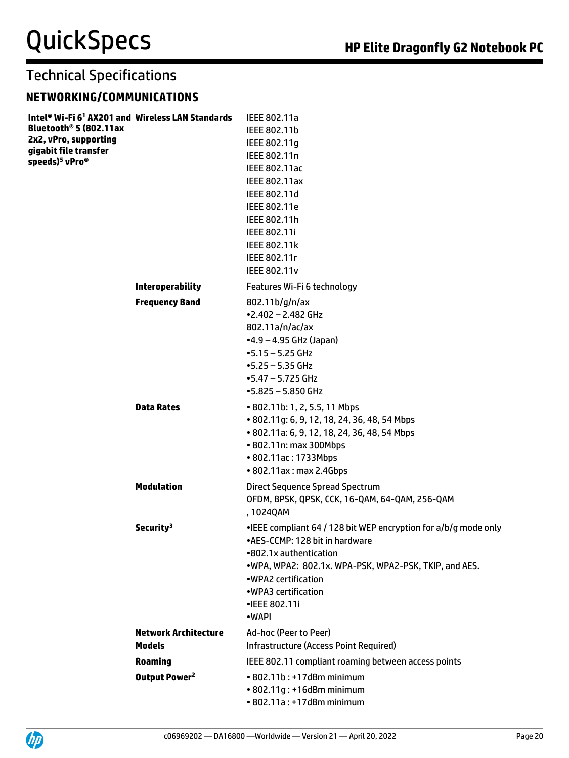# Technical Specifications

## NETWORKING/COMMUNICATIONS

| | | |
|---|---|---|
| **Intel® Wi-Fi 6[1] AX201 and Bluetooth® 5 (802.11ax 2x2, vPro, supporting gigabit file transfer speeds)[5] vPro®** | **Wireless LAN Standards** | IEEE 802.11a<br>IEEE 802.11b<br>IEEE 802.11g<br>IEEE 802.11n<br>IEEE 802.11ac<br>IEEE 802.11ax<br>IEEE 802.11d<br>IEEE 802.11e<br>IEEE 802.11h<br>IEEE 802.11i<br>IEEE 802.11k<br>IEEE 802.11r<br>IEEE 802.11v |
| | **Interoperability** | Features Wi-Fi 6 technology |
| | **Frequency Band** | 802.11b/g/n/ax<br>•2.402 – 2.482 GHz<br>802.11a/n/ac/ax<br>•4.9 – 4.95 GHz (Japan)<br>•5.15 – 5.25 GHz<br>•5.25 – 5.35 GHz<br>•5.47 – 5.725 GHz<br>•5.825 – 5.850 GHz |
| | **Data Rates** | • 802.11b: 1, 2, 5.5, 11 Mbps<br>• 802.11g: 6, 9, 12, 18, 24, 36, 48, 54 Mbps<br>• 802.11a: 6, 9, 12, 18, 24, 36, 48, 54 Mbps<br>• 802.11n: max 300Mbps<br>• 802.11ac : 1733Mbps<br>• 802.11ax : max 2.4Gbps |
| | **Modulation** | Direct Sequence Spread Spectrum<br>OFDM, BPSK, QPSK, CCK, 16-QAM, 64-QAM, 256-QAM , 1024QAM |
| | **Security[3]** | •IEEE compliant 64 / 128 bit WEP encryption for a/b/g mode only<br>•AES-CCMP: 128 bit in hardware<br>•802.1x authentication<br>•WPA, WPA2: 802.1x. WPA-PSK, WPA2-PSK, TKIP, and AES.<br>•WPA2 certification<br>•WPA3 certification<br>•IEEE 802.11i<br>•WAPI |
| | **Network Architecture Models** | Ad-hoc (Peer to Peer)<br>Infrastructure (Access Point Required) |
| | **Roaming** | IEEE 802.11 compliant roaming between access points |
| | **Output Power[2]** | • 802.11b : +17dBm minimum<br>• 802.11g : +16dBm minimum<br>• 802.11a : +17dBm minimum |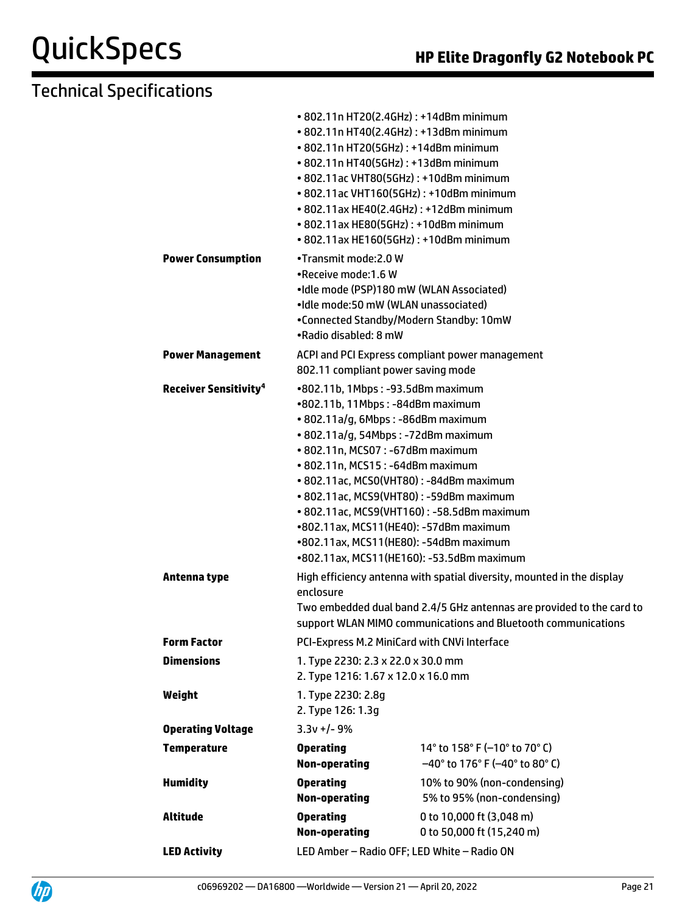# Technical Specifications

| | | |
|---|---|---|
| | • 802.11n HT20(2.4GHz) : +14dBm minimum<br>• 802.11n HT40(2.4GHz) : +13dBm minimum<br>• 802.11n HT20(5GHz) : +14dBm minimum<br>• 802.11n HT40(5GHz) : +13dBm minimum<br>• 802.11ac VHT80(5GHz) : +10dBm minimum<br>• 802.11ac VHT160(5GHz) : +10dBm minimum<br>• 802.11ax HE40(2.4GHz) : +12dBm minimum<br>• 802.11ax HE80(5GHz) : +10dBm minimum<br>• 802.11ax HE160(5GHz) : +10dBm minimum | |
| **Power Consumption** | •Transmit mode:2.0 W<br>•Receive mode:1.6 W<br>•Idle mode (PSP)180 mW (WLAN Associated)<br>•Idle mode:50 mW (WLAN unassociated)<br>•Connected Standby/Modern Standby: 10mW<br>•Radio disabled: 8 mW | |
| **Power Management** | ACPI and PCI Express compliant power management<br>802.11 compliant power saving mode | |
| **Receiver Sensitivity[4]** | •802.11b, 1Mbps : -93.5dBm maximum<br>•802.11b, 11Mbps : -84dBm maximum<br>• 802.11a/g, 6Mbps : -86dBm maximum<br>• 802.11a/g, 54Mbps : -72dBm maximum<br>• 802.11n, MCS07 : -67dBm maximum<br>• 802.11n, MCS15 : -64dBm maximum<br>• 802.11ac, MCS0(VHT80) : -84dBm maximum<br>• 802.11ac, MCS9(VHT80) : -59dBm maximum<br>• 802.11ac, MCS9(VHT160) : -58.5dBm maximum<br>•802.11ax, MCS11(HE40): -57dBm maximum<br>•802.11ax, MCS11(HE80): -54dBm maximum<br>•802.11ax, MCS11(HE160): -53.5dBm maximum | |
| **Antenna type** | High efficiency antenna with spatial diversity, mounted in the display enclosure<br>Two embedded dual band 2.4/5 GHz antennas are provided to the card to support WLAN MIMO communications and Bluetooth communications | |
| **Form Factor** | PCI-Express M.2 MiniCard with CNVi Interface | |
| **Dimensions** | 1. Type 2230: 2.3 x 22.0 x 30.0 mm<br>2. Type 1216: 1.67 x 12.0 x 16.0 mm | |
| **Weight** | 1. Type 2230: 2.8g<br>2. Type 126: 1.3g | |
| **Operating Voltage** | 3.3v +/- 9% | |
| **Temperature** | **Operating**<br>**Non-operating** | 14° to 158° F (–10° to 70° C)<br>–40° to 176° F (–40° to 80° C) |
| **Humidity** | **Operating**<br>**Non-operating** | 10% to 90% (non-condensing)<br>5% to 95% (non-condensing) |
| **Altitude** | **Operating**<br>**Non-operating** | 0 to 10,000 ft (3,048 m)<br>0 to 50,000 ft (15,240 m) |
| **LED Activity** | LED Amber – Radio OFF; LED White – Radio ON | |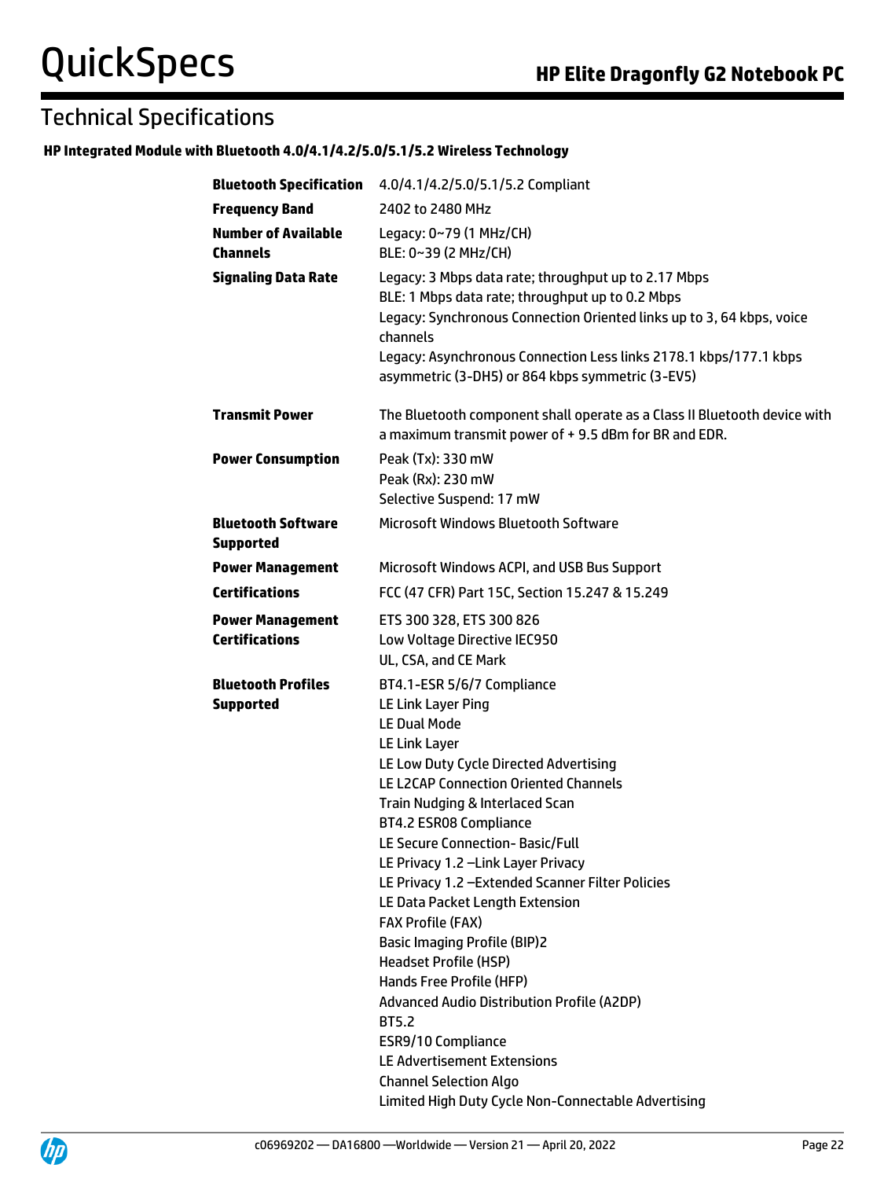## Technical Specifications

### HP Integrated Module with Bluetooth 4.0/4.1/4.2/5.0/5.1/5.2 Wireless Technology

| | |
|---|---|
| **Bluetooth Specification** | 4.0/4.1/4.2/5.0/5.1/5.2 Compliant |
| **Frequency Band** | 2402 to 2480 MHz |
| **Number of Available Channels** | Legacy: 0~79 (1 MHz/CH)<br>BLE: 0~39 (2 MHz/CH) |
| **Signaling Data Rate** | Legacy: 3 Mbps data rate; throughput up to 2.17 Mbps<br>BLE: 1 Mbps data rate; throughput up to 0.2 Mbps<br>Legacy: Synchronous Connection Oriented links up to 3, 64 kbps, voice channels<br>Legacy: Asynchronous Connection Less links 2178.1 kbps/177.1 kbps asymmetric (3-DH5) or 864 kbps symmetric (3-EV5) |
| **Transmit Power** | The Bluetooth component shall operate as a Class II Bluetooth device with a maximum transmit power of + 9.5 dBm for BR and EDR. |
| **Power Consumption** | Peak (Tx): 330 mW<br>Peak (Rx): 230 mW<br>Selective Suspend: 17 mW |
| **Bluetooth Software Supported** | Microsoft Windows Bluetooth Software |
| **Power Management** | Microsoft Windows ACPI, and USB Bus Support |
| **Certifications** | FCC (47 CFR) Part 15C, Section 15.247 & 15.249 |
| **Power Management Certifications** | ETS 300 328, ETS 300 826<br>Low Voltage Directive IEC950<br>UL, CSA, and CE Mark |
| **Bluetooth Profiles Supported** | BT4.1-ESR 5/6/7 Compliance<br>LE Link Layer Ping<br>LE Dual Mode<br>LE Link Layer<br>LE Low Duty Cycle Directed Advertising<br>LE L2CAP Connection Oriented Channels<br>Train Nudging & Interlaced Scan<br>BT4.2 ESR08 Compliance<br>LE Secure Connection- Basic/Full<br>LE Privacy 1.2 –Link Layer Privacy<br>LE Privacy 1.2 –Extended Scanner Filter Policies<br>LE Data Packet Length Extension<br>FAX Profile (FAX)<br>Basic Imaging Profile (BIP)2<br>Headset Profile (HSP)<br>Hands Free Profile (HFP)<br>Advanced Audio Distribution Profile (A2DP)<br>BT5.2<br>ESR9/10 Compliance<br>LE Advertisement Extensions<br>Channel Selection Algo<br>Limited High Duty Cycle Non-Connectable Advertising |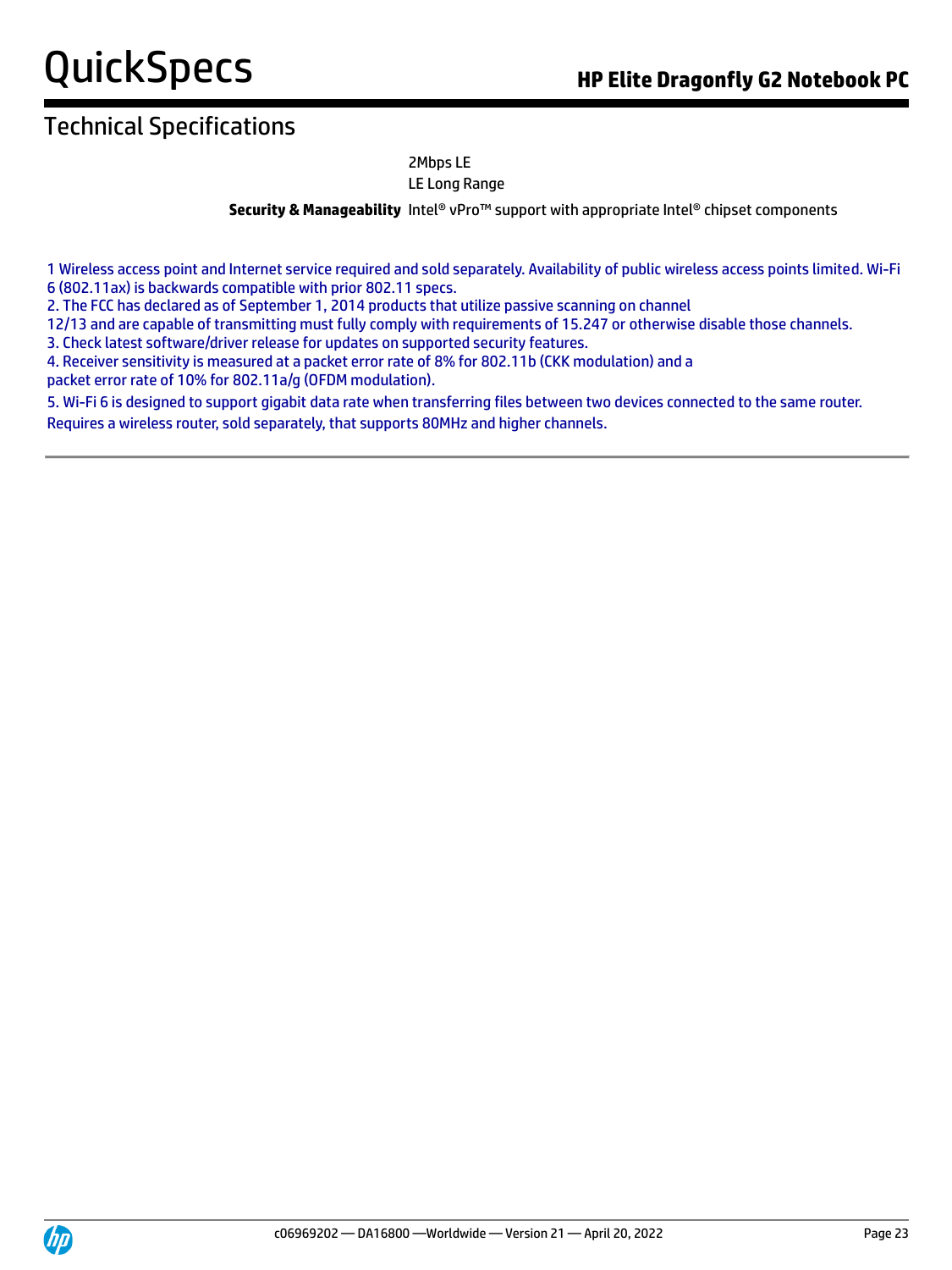## Technical Specifications

| | |
|---|---|
| | 2Mbps LE |
| | LE Long Range |
| **Security & Manageability** | Intel® vPro™ support with appropriate Intel® chipset components |

1 Wireless access point and Internet service required and sold separately. Availability of public wireless access points limited. Wi-Fi 6 (802.11ax) is backwards compatible with prior 802.11 specs.

2. The FCC has declared as of September 1, 2014 products that utilize passive scanning on channel 12/13 and are capable of transmitting must fully comply with requirements of 15.247 or otherwise disable those channels.

3. Check latest software/driver release for updates on supported security features.

4. Receiver sensitivity is measured at a packet error rate of 8% for 802.11b (CKK modulation) and a packet error rate of 10% for 802.11a/g (OFDM modulation).

5. Wi-Fi 6 is designed to support gigabit data rate when transferring files between two devices connected to the same router. Requires a wireless router, sold separately, that supports 80MHz and higher channels.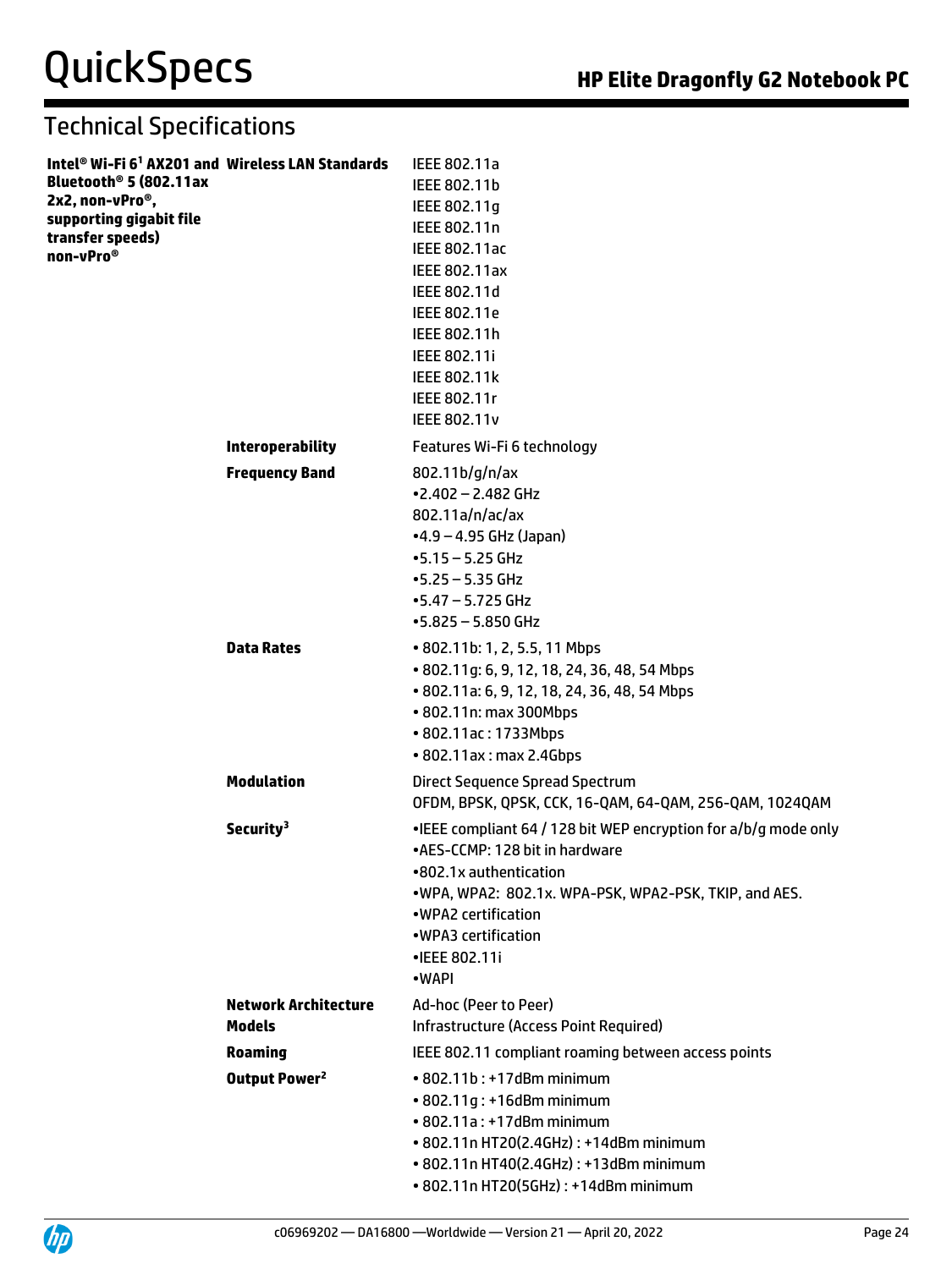## Technical Specifications

| | | |
|---|---|---|
| **Intel® Wi-Fi 6[1] AX201 and Bluetooth® 5 (802.11ax 2x2, non-vPro®, supporting gigabit file transfer speeds) non-vPro®** | **Wireless LAN Standards** | IEEE 802.11a<br>IEEE 802.11b<br>IEEE 802.11g<br>IEEE 802.11n<br>IEEE 802.11ac<br>IEEE 802.11ax<br>IEEE 802.11d<br>IEEE 802.11e<br>IEEE 802.11h<br>IEEE 802.11i<br>IEEE 802.11k<br>IEEE 802.11r<br>IEEE 802.11v |
| | **Interoperability** | Features Wi-Fi 6 technology |
| | **Frequency Band** | 802.11b/g/n/ax<br>•2.402 – 2.482 GHz<br>802.11a/n/ac/ax<br>•4.9 – 4.95 GHz (Japan)<br>•5.15 – 5.25 GHz<br>•5.25 – 5.35 GHz<br>•5.47 – 5.725 GHz<br>•5.825 – 5.850 GHz |
| | **Data Rates** | • 802.11b: 1, 2, 5.5, 11 Mbps<br>• 802.11g: 6, 9, 12, 18, 24, 36, 48, 54 Mbps<br>• 802.11a: 6, 9, 12, 18, 24, 36, 48, 54 Mbps<br>• 802.11n: max 300Mbps<br>• 802.11ac : 1733Mbps<br>• 802.11ax : max 2.4Gbps |
| | **Modulation** | Direct Sequence Spread Spectrum<br>OFDM, BPSK, QPSK, CCK, 16-QAM, 64-QAM, 256-QAM, 1024QAM |
| | **Security[3]** | •IEEE compliant 64 / 128 bit WEP encryption for a/b/g mode only<br>•AES-CCMP: 128 bit in hardware<br>•802.1x authentication<br>•WPA, WPA2: 802.1x. WPA-PSK, WPA2-PSK, TKIP, and AES.<br>•WPA2 certification<br>•WPA3 certification<br>•IEEE 802.11i<br>•WAPI |
| | **Network Architecture Models** | Ad-hoc (Peer to Peer)<br>Infrastructure (Access Point Required) |
| | **Roaming** | IEEE 802.11 compliant roaming between access points |
| | **Output Power[2]** | • 802.11b : +17dBm minimum<br>• 802.11g : +16dBm minimum<br>• 802.11a : +17dBm minimum<br>• 802.11n HT20(2.4GHz) : +14dBm minimum<br>• 802.11n HT40(2.4GHz) : +13dBm minimum<br>• 802.11n HT20(5GHz) : +14dBm minimum |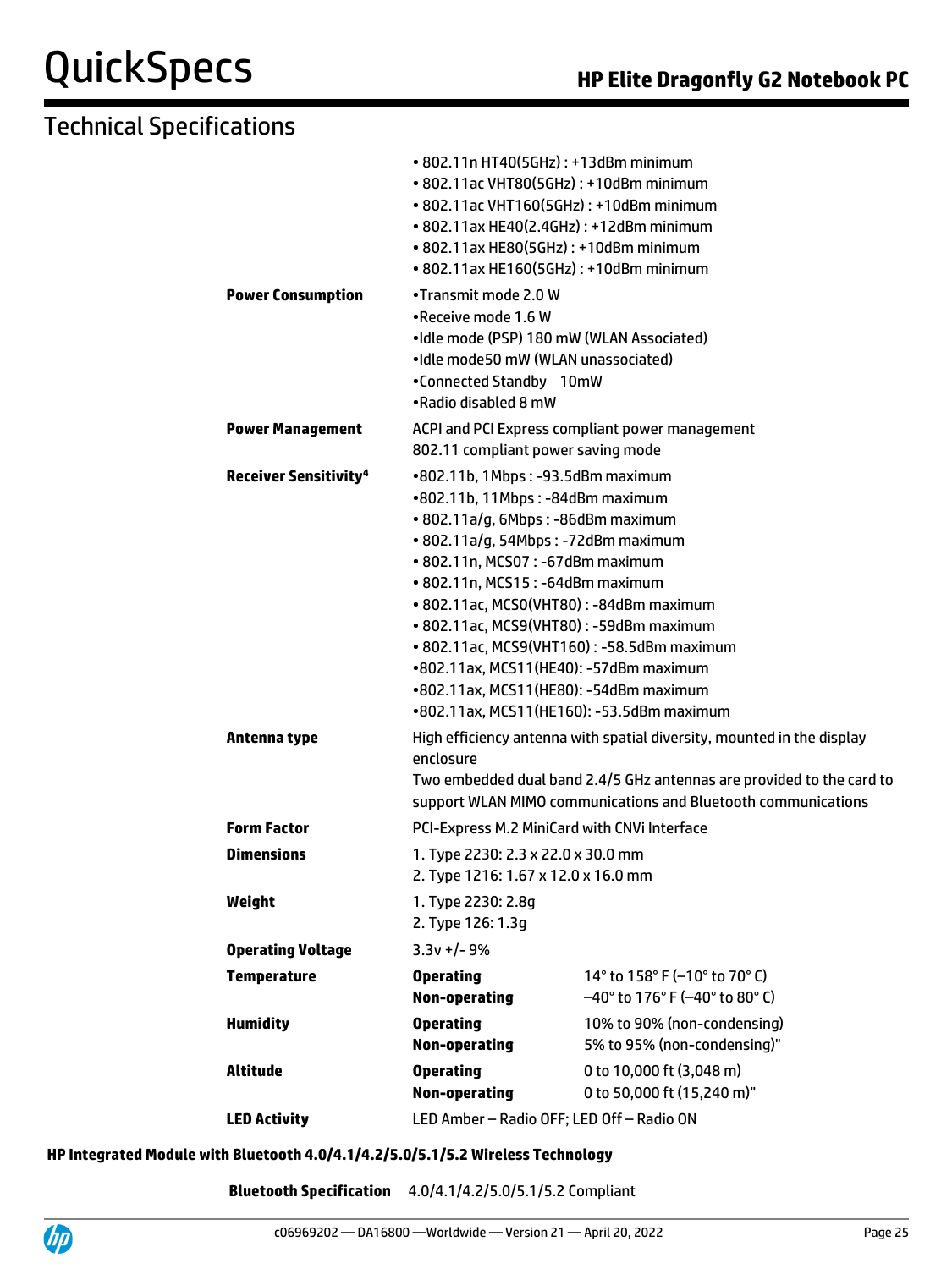## Technical Specifications

| | | |
|---|---|---|
| | • 802.11n HT40(5GHz) : +13dBm minimum<br>• 802.11ac VHT80(5GHz) : +10dBm minimum<br>• 802.11ac VHT160(5GHz) : +10dBm minimum<br>• 802.11ax HE40(2.4GHz) : +12dBm minimum<br>• 802.11ax HE80(5GHz) : +10dBm minimum<br>• 802.11ax HE160(5GHz) : +10dBm minimum | |
| **Power Consumption** | •Transmit mode 2.0 W<br>•Receive mode 1.6 W<br>•Idle mode (PSP) 180 mW (WLAN Associated)<br>•Idle mode50 mW (WLAN unassociated)<br>•Connected Standby 10mW<br>•Radio disabled 8 mW | |
| **Power Management** | ACPI and PCI Express compliant power management<br>802.11 compliant power saving mode | |
| **Receiver Sensitivity[4]** | •802.11b, 1Mbps : -93.5dBm maximum<br>•802.11b, 11Mbps : -84dBm maximum<br>• 802.11a/g, 6Mbps : -86dBm maximum<br>• 802.11a/g, 54Mbps : -72dBm maximum<br>• 802.11n, MCS07 : -67dBm maximum<br>• 802.11n, MCS15 : -64dBm maximum<br>• 802.11ac, MCS0(VHT80) : -84dBm maximum<br>• 802.11ac, MCS9(VHT80) : -59dBm maximum<br>• 802.11ac, MCS9(VHT160) : -58.5dBm maximum<br>•802.11ax, MCS11(HE40): -57dBm maximum<br>•802.11ax, MCS11(HE80): -54dBm maximum<br>•802.11ax, MCS11(HE160): -53.5dBm maximum | |
| **Antenna type** | High efficiency antenna with spatial diversity, mounted in the display enclosure<br>Two embedded dual band 2.4/5 GHz antennas are provided to the card to support WLAN MIMO communications and Bluetooth communications | |
| **Form Factor** | PCI-Express M.2 MiniCard with CNVi Interface | |
| **Dimensions** | 1. Type 2230: 2.3 x 22.0 x 30.0 mm<br>2. Type 1216: 1.67 x 12.0 x 16.0 mm | |
| **Weight** | 1. Type 2230: 2.8g<br>2. Type 126: 1.3g | |
| **Operating Voltage** | 3.3v +/- 9% | |
| **Temperature** | **Operating** | 14° to 158° F (–10° to 70° C) |
| | **Non-operating** | –40° to 176° F (–40° to 80° C) |
| **Humidity** | **Operating** | 10% to 90% (non-condensing) |
| | **Non-operating** | 5% to 95% (non-condensing)" |
| **Altitude** | **Operating** | 0 to 10,000 ft (3,048 m) |
| | **Non-operating** | 0 to 50,000 ft (15,240 m)" |
| **LED Activity** | LED Amber – Radio OFF; LED Off – Radio ON | |

**HP Integrated Module with Bluetooth 4.0/4.1/4.2/5.0/5.1/5.2 Wireless Technology**

| | |
|---|---|
| **Bluetooth Specification** | 4.0/4.1/4.2/5.0/5.1/5.2 Compliant |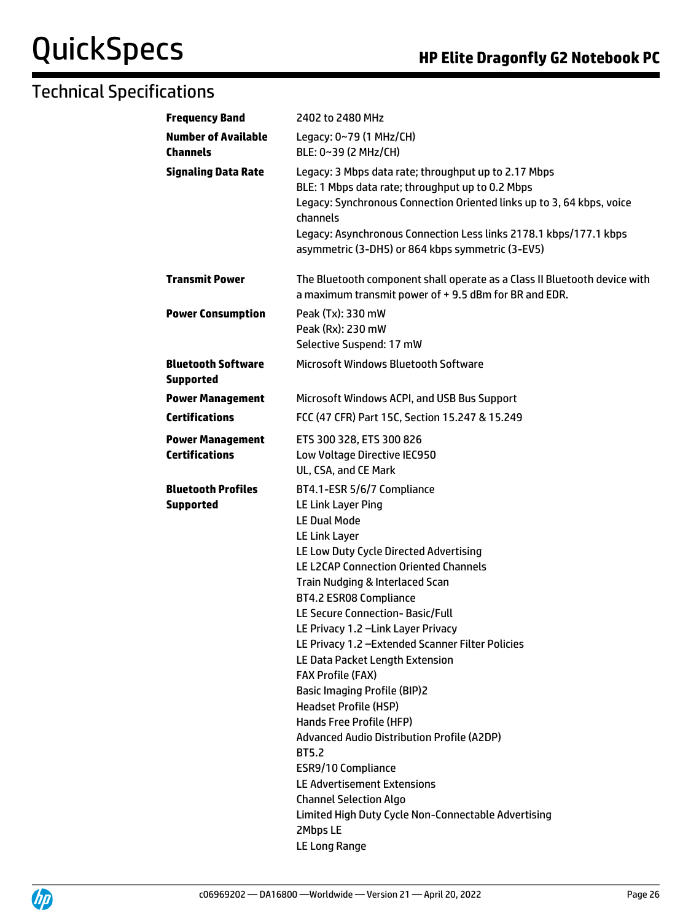## Technical Specifications

| | |
|---|---|
| **Frequency Band** | 2402 to 2480 MHz |
| **Number of Available Channels** | Legacy: 0~79 (1 MHz/CH)<br>BLE: 0~39 (2 MHz/CH) |
| **Signaling Data Rate** | Legacy: 3 Mbps data rate; throughput up to 2.17 Mbps<br>BLE: 1 Mbps data rate; throughput up to 0.2 Mbps<br>Legacy: Synchronous Connection Oriented links up to 3, 64 kbps, voice channels<br>Legacy: Asynchronous Connection Less links 2178.1 kbps/177.1 kbps asymmetric (3-DH5) or 864 kbps symmetric (3-EV5) |
| **Transmit Power** | The Bluetooth component shall operate as a Class II Bluetooth device with a maximum transmit power of + 9.5 dBm for BR and EDR. |
| **Power Consumption** | Peak (Tx): 330 mW<br>Peak (Rx): 230 mW<br>Selective Suspend: 17 mW |
| **Bluetooth Software Supported** | Microsoft Windows Bluetooth Software |
| **Power Management** | Microsoft Windows ACPI, and USB Bus Support |
| **Certifications** | FCC (47 CFR) Part 15C, Section 15.247 & 15.249 |
| **Power Management Certifications** | ETS 300 328, ETS 300 826<br>Low Voltage Directive IEC950<br>UL, CSA, and CE Mark |
| **Bluetooth Profiles Supported** | BT4.1-ESR 5/6/7 Compliance<br>LE Link Layer Ping<br>LE Dual Mode<br>LE Link Layer<br>LE Low Duty Cycle Directed Advertising<br>LE L2CAP Connection Oriented Channels<br>Train Nudging & Interlaced Scan<br>BT4.2 ESR08 Compliance<br>LE Secure Connection- Basic/Full<br>LE Privacy 1.2 –Link Layer Privacy<br>LE Privacy 1.2 –Extended Scanner Filter Policies<br>LE Data Packet Length Extension<br>FAX Profile (FAX)<br>Basic Imaging Profile (BIP)2<br>Headset Profile (HSP)<br>Hands Free Profile (HFP)<br>Advanced Audio Distribution Profile (A2DP)<br>BT5.2<br>ESR9/10 Compliance<br>LE Advertisement Extensions<br>Channel Selection Algo<br>Limited High Duty Cycle Non-Connectable Advertising<br>2Mbps LE<br>LE Long Range |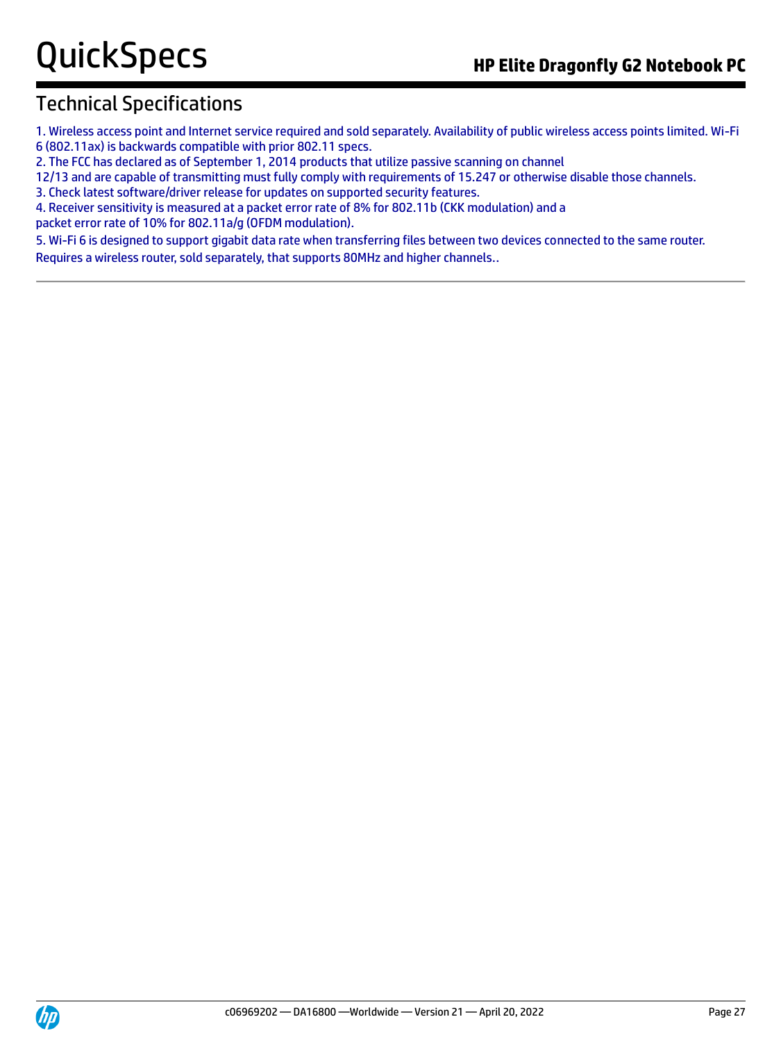## Technical Specifications

1. Wireless access point and Internet service required and sold separately. Availability of public wireless access points limited. Wi-Fi 6 (802.11ax) is backwards compatible with prior 802.11 specs.
2. The FCC has declared as of September 1, 2014 products that utilize passive scanning on channel 12/13 and are capable of transmitting must fully comply with requirements of 15.247 or otherwise disable those channels.
3. Check latest software/driver release for updates on supported security features.
4. Receiver sensitivity is measured at a packet error rate of 8% for 802.11b (CKK modulation) and a packet error rate of 10% for 802.11a/g (OFDM modulation).
5. Wi-Fi 6 is designed to support gigabit data rate when transferring files between two devices connected to the same router. Requires a wireless router, sold separately, that supports 80MHz and higher channels..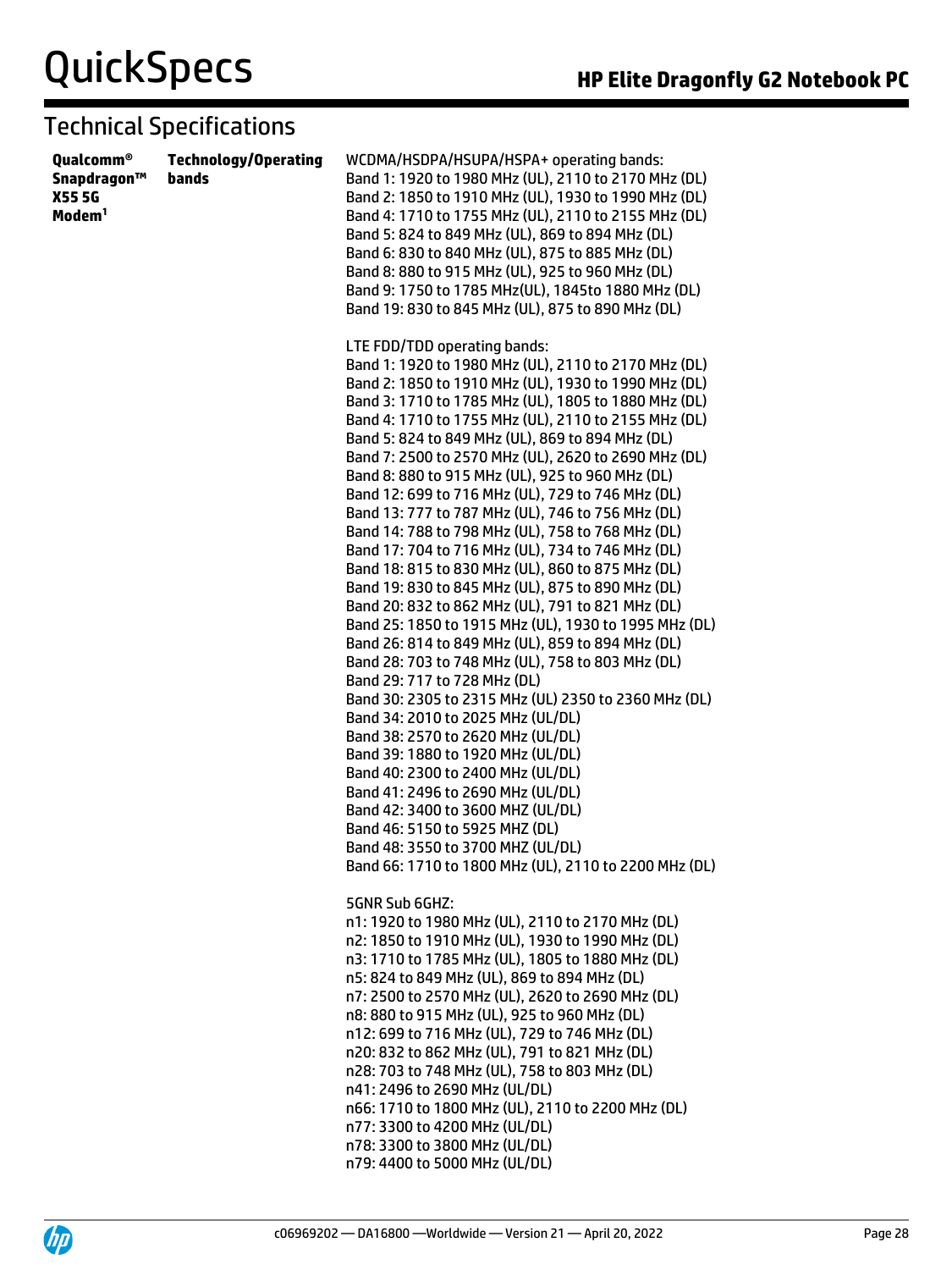## Technical Specifications

| | | |
|---|---|---|
| **Qualcomm® Snapdragon™ X55 5G Modem[1]** | **Technology/Operating bands** | WCDMA/HSDPA/HSUPA/HSPA+ operating bands:<br>Band 1: 1920 to 1980 MHz (UL), 2110 to 2170 MHz (DL)<br>Band 2: 1850 to 1910 MHz (UL), 1930 to 1990 MHz (DL)<br>Band 4: 1710 to 1755 MHz (UL), 2110 to 2155 MHz (DL)<br>Band 5: 824 to 849 MHz (UL), 869 to 894 MHz (DL)<br>Band 6: 830 to 840 MHz (UL), 875 to 885 MHz (DL)<br>Band 8: 880 to 915 MHz (UL), 925 to 960 MHz (DL)<br>Band 9: 1750 to 1785 MHz(UL), 1845to 1880 MHz (DL)<br>Band 19: 830 to 845 MHz (UL), 875 to 890 MHz (DL)<br><br>LTE FDD/TDD operating bands:<br>Band 1: 1920 to 1980 MHz (UL), 2110 to 2170 MHz (DL)<br>Band 2: 1850 to 1910 MHz (UL), 1930 to 1990 MHz (DL)<br>Band 3: 1710 to 1785 MHz (UL), 1805 to 1880 MHz (DL)<br>Band 4: 1710 to 1755 MHz (UL), 2110 to 2155 MHz (DL)<br>Band 5: 824 to 849 MHz (UL), 869 to 894 MHz (DL)<br>Band 7: 2500 to 2570 MHz (UL), 2620 to 2690 MHz (DL)<br>Band 8: 880 to 915 MHz (UL), 925 to 960 MHz (DL)<br>Band 12: 699 to 716 MHz (UL), 729 to 746 MHz (DL)<br>Band 13: 777 to 787 MHz (UL), 746 to 756 MHz (DL)<br>Band 14: 788 to 798 MHz (UL), 758 to 768 MHz (DL)<br>Band 17: 704 to 716 MHz (UL), 734 to 746 MHz (DL)<br>Band 18: 815 to 830 MHz (UL), 860 to 875 MHz (DL)<br>Band 19: 830 to 845 MHz (UL), 875 to 890 MHz (DL)<br>Band 20: 832 to 862 MHz (UL), 791 to 821 MHz (DL)<br>Band 25: 1850 to 1915 MHz (UL), 1930 to 1995 MHz (DL)<br>Band 26: 814 to 849 MHz (UL), 859 to 894 MHz (DL)<br>Band 28: 703 to 748 MHz (UL), 758 to 803 MHz (DL)<br>Band 29: 717 to 728 MHz (DL)<br>Band 30: 2305 to 2315 MHz (UL) 2350 to 2360 MHz (DL)<br>Band 34: 2010 to 2025 MHz (UL/DL)<br>Band 38: 2570 to 2620 MHz (UL/DL)<br>Band 39: 1880 to 1920 MHz (UL/DL)<br>Band 40: 2300 to 2400 MHz (UL/DL)<br>Band 41: 2496 to 2690 MHz (UL/DL)<br>Band 42: 3400 to 3600 MHZ (UL/DL)<br>Band 46: 5150 to 5925 MHZ (DL)<br>Band 48: 3550 to 3700 MHZ (UL/DL)<br>Band 66: 1710 to 1800 MHz (UL), 2110 to 2200 MHz (DL)<br><br>5GNR Sub 6GHZ:<br>n1: 1920 to 1980 MHz (UL), 2110 to 2170 MHz (DL)<br>n2: 1850 to 1910 MHz (UL), 1930 to 1990 MHz (DL)<br>n3: 1710 to 1785 MHz (UL), 1805 to 1880 MHz (DL)<br>n5: 824 to 849 MHz (UL), 869 to 894 MHz (DL)<br>n7: 2500 to 2570 MHz (UL), 2620 to 2690 MHz (DL)<br>n8: 880 to 915 MHz (UL), 925 to 960 MHz (DL)<br>n12: 699 to 716 MHz (UL), 729 to 746 MHz (DL)<br>n20: 832 to 862 MHz (UL), 791 to 821 MHz (DL)<br>n28: 703 to 748 MHz (UL), 758 to 803 MHz (DL)<br>n41: 2496 to 2690 MHz (UL/DL)<br>n66: 1710 to 1800 MHz (UL), 2110 to 2200 MHz (DL)<br>n77: 3300 to 4200 MHz (UL/DL)<br>n78: 3300 to 3800 MHz (UL/DL)<br>n79: 4400 to 5000 MHz (UL/DL) |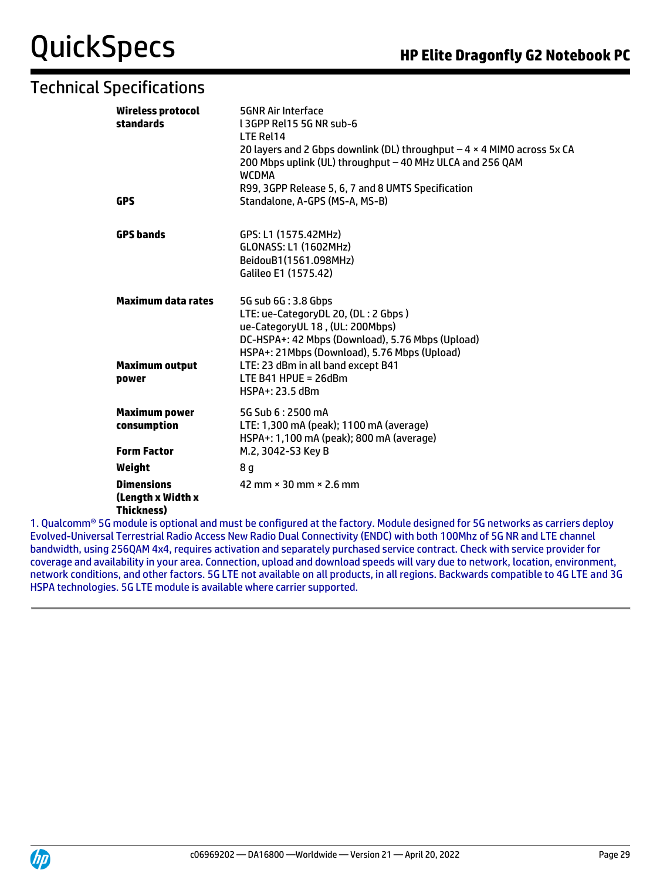## Technical Specifications

| | |
|---|---|
| **Wireless protocol standards** | 5GNR Air Interface<br>l 3GPP Rel15 5G NR sub-6<br>LTE Rel14<br>20 layers and 2 Gbps downlink (DL) throughput – 4 × 4 MIMO across 5x CA<br>200 Mbps uplink (UL) throughput – 40 MHz ULCA and 256 QAM<br>WCDMA<br>R99, 3GPP Release 5, 6, 7 and 8 UMTS Specification |
| **GPS** | Standalone, A-GPS (MS-A, MS-B) |
| **GPS bands** | GPS: L1 (1575.42MHz)<br>GLONASS: L1 (1602MHz)<br>BeidouB1(1561.098MHz)<br>Galileo E1 (1575.42) |
| **Maximum data rates** | 5G sub 6G : 3.8 Gbps<br>LTE: ue-CategoryDL 20, (DL : 2 Gbps )<br>ue-CategoryUL 18 , (UL: 200Mbps)<br>DC-HSPA+: 42 Mbps (Download), 5.76 Mbps (Upload)<br>HSPA+: 21Mbps (Download), 5.76 Mbps (Upload) |
| **Maximum output power** | LTE: 23 dBm in all band except B41<br>LTE B41 HPUE = 26dBm<br>HSPA+: 23.5 dBm |
| **Maximum power consumption** | 5G Sub 6 : 2500 mA<br>LTE: 1,300 mA (peak); 1100 mA (average)<br>HSPA+: 1,100 mA (peak); 800 mA (average) |
| **Form Factor** | M.2, 3042-S3 Key B |
| **Weight** | 8 g |
| **Dimensions (Length x Width x Thickness)** | 42 mm × 30 mm × 2.6 mm |

1. Qualcomm® 5G module is optional and must be configured at the factory. Module designed for 5G networks as carriers deploy Evolved-Universal Terrestrial Radio Access New Radio Dual Connectivity (ENDC) with both 100Mhz of 5G NR and LTE channel bandwidth, using 256QAM 4x4, requires activation and separately purchased service contract. Check with service provider for coverage and availability in your area. Connection, upload and download speeds will vary due to network, location, environment, network conditions, and other factors. 5G LTE not available on all products, in all regions. Backwards compatible to 4G LTE and 3G HSPA technologies. 5G LTE module is available where carrier supported.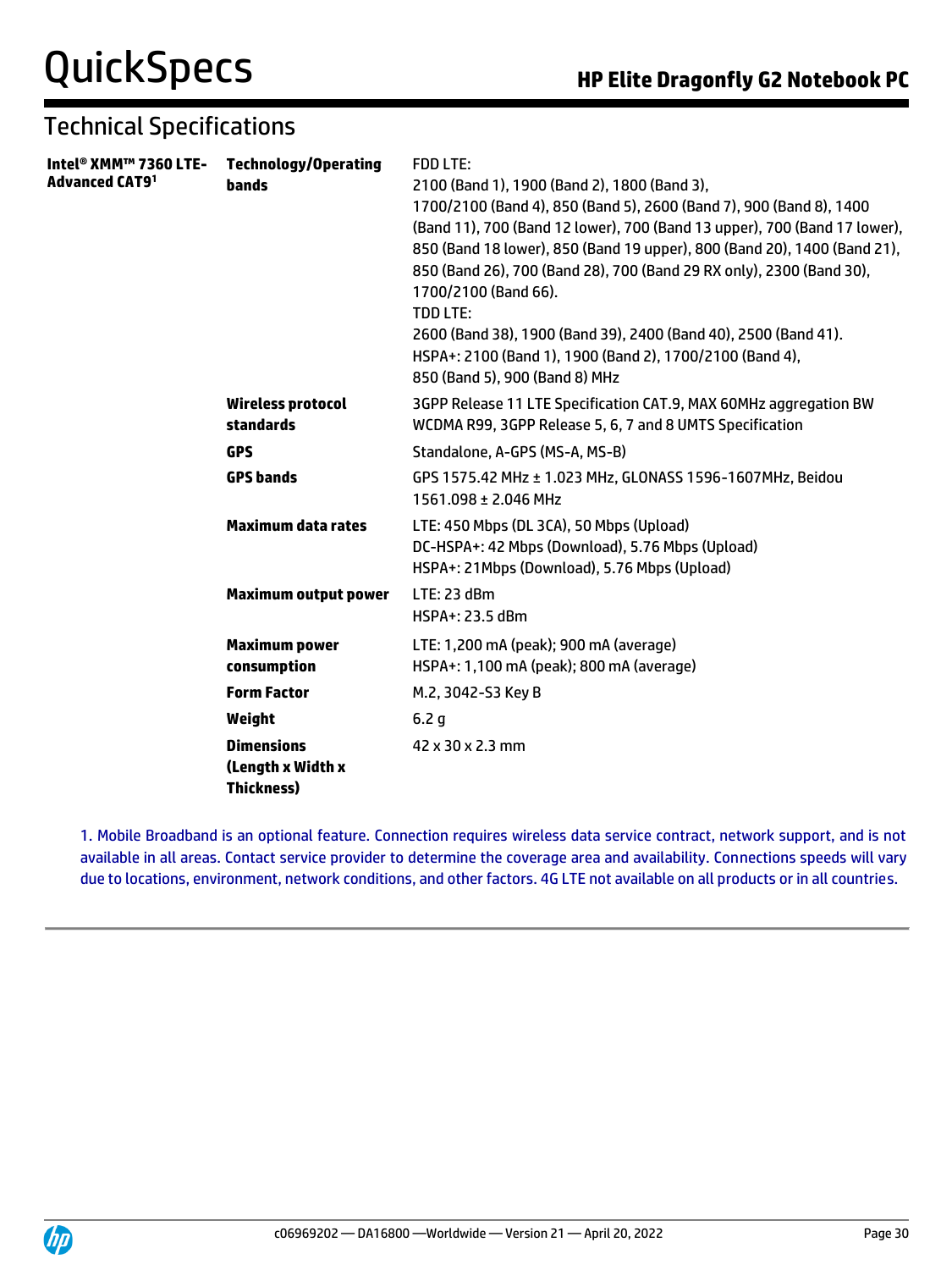## Technical Specifications

| | | |
|---|---|---|
| **Intel® XMM™ 7360 LTE-Advanced CAT9**[1] | **Technology/Operating bands** | FDD LTE:<br>2100 (Band 1), 1900 (Band 2), 1800 (Band 3), 1700/2100 (Band 4), 850 (Band 5), 2600 (Band 7), 900 (Band 8), 1400 (Band 11), 700 (Band 12 lower), 700 (Band 13 upper), 700 (Band 17 lower), 850 (Band 18 lower), 850 (Band 19 upper), 800 (Band 20), 1400 (Band 21), 850 (Band 26), 700 (Band 28), 700 (Band 29 RX only), 2300 (Band 30), 1700/2100 (Band 66).<br>TDD LTE:<br>2600 (Band 38), 1900 (Band 39), 2400 (Band 40), 2500 (Band 41).<br>HSPA+: 2100 (Band 1), 1900 (Band 2), 1700/2100 (Band 4), 850 (Band 5), 900 (Band 8) MHz |
| | **Wireless protocol standards** | 3GPP Release 11 LTE Specification CAT.9, MAX 60MHz aggregation BW<br>WCDMA R99, 3GPP Release 5, 6, 7 and 8 UMTS Specification |
| | **GPS** | Standalone, A-GPS (MS-A, MS-B) |
| | **GPS bands** | GPS 1575.42 MHz ± 1.023 MHz, GLONASS 1596-1607MHz, Beidou 1561.098 ± 2.046 MHz |
| | **Maximum data rates** | LTE: 450 Mbps (DL 3CA), 50 Mbps (Upload)<br>DC-HSPA+: 42 Mbps (Download), 5.76 Mbps (Upload)<br>HSPA+: 21Mbps (Download), 5.76 Mbps (Upload) |
| | **Maximum output power** | LTE: 23 dBm<br>HSPA+: 23.5 dBm |
| | **Maximum power consumption** | LTE: 1,200 mA (peak); 900 mA (average)<br>HSPA+: 1,100 mA (peak); 800 mA (average) |
| | **Form Factor** | M.2, 3042-S3 Key B |
| | **Weight** | 6.2 g |
| | **Dimensions (Length x Width x Thickness)** | 42 x 30 x 2.3 mm |

1. Mobile Broadband is an optional feature. Connection requires wireless data service contract, network support, and is not available in all areas. Contact service provider to determine the coverage area and availability. Connections speeds will vary due to locations, environment, network conditions, and other factors. 4G LTE not available on all products or in all countries.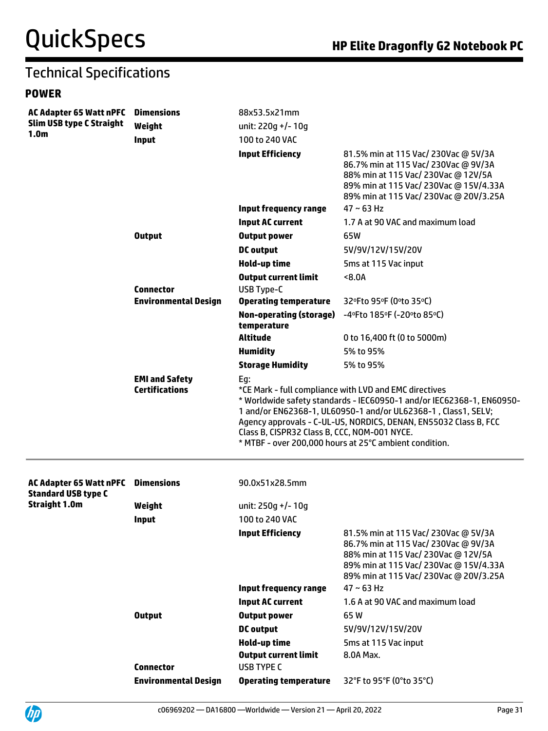## Technical Specifications

### POWER

| | | | |
|---|---|---|---|
| **AC Adapter 65 Watt nPFC Slim USB type C Straight 1.0m** | **Dimensions** | 88x53.5x21mm | |
| | **Weight** | unit: 220g +/- 10g | |
| | **Input** | 100 to 240 VAC | |
| | | **Input Efficiency** | 81.5% min at 115 Vac/ 230Vac @ 5V/3A<br>86.7% min at 115 Vac/ 230Vac @ 9V/3A<br>88% min at 115 Vac/ 230Vac @ 12V/5A<br>89% min at 115 Vac/ 230Vac @ 15V/4.33A<br>89% min at 115 Vac/ 230Vac @ 20V/3.25A |
| | | **Input frequency range** | 47 ~ 63 Hz |
| | | **Input AC current** | 1.7 A at 90 VAC and maximum load |
| | **Output** | **Output power** | 65W |
| | | **DC output** | 5V/9V/12V/15V/20V |
| | | **Hold-up time** | 5ms at 115 Vac input |
| | | **Output current limit** | <8.0A |
| | **Connector** | USB Type-C | |
| | **Environmental Design** | **Operating temperature** | 32ºFto 95ºF (0ºto 35ºC) |
| | | **Non-operating (storage) temperature** | -4ºFto 185ºF (-20ºto 85ºC) |
| | | **Altitude** | 0 to 16,400 ft (0 to 5000m) |
| | | **Humidity** | 5% to 95% |
| | | **Storage Humidity** | 5% to 95% |
| | **EMI and Safety Certifications** | Eg:<br>*CE Mark - full compliance with LVD and EMC directives<br>* Worldwide safety standards - IEC60950-1 and/or IEC62368-1, EN60950-1 and/or EN62368-1, UL60950-1 and/or UL62368-1 , Class1, SELV; Agency approvals - C-UL-US, NORDICS, DENAN, EN55032 Class B, FCC Class B, CISPR32 Class B, CCC, NOM-001 NYCE.<br>* MTBF - over 200,000 hours at 25°C ambient condition. | |

| | | | |
|---|---|---|---|
| **AC Adapter 65 Watt nPFC Standard USB type C Straight 1.0m** | **Dimensions** | 90.0x51x28.5mm | |
| | **Weight** | unit: 250g +/- 10g | |
| | **Input** | 100 to 240 VAC | |
| | | **Input Efficiency** | 81.5% min at 115 Vac/ 230Vac @ 5V/3A<br>86.7% min at 115 Vac/ 230Vac @ 9V/3A<br>88% min at 115 Vac/ 230Vac @ 12V/5A<br>89% min at 115 Vac/ 230Vac @ 15V/4.33A<br>89% min at 115 Vac/ 230Vac @ 20V/3.25A |
| | | **Input frequency range** | 47 ~ 63 Hz |
| | | **Input AC current** | 1.6 A at 90 VAC and maximum load |
| | **Output** | **Output power** | 65 W |
| | | **DC output** | 5V/9V/12V/15V/20V |
| | | **Hold-up time** | 5ms at 115 Vac input |
| | | **Output current limit** | 8.0A Max. |
| | **Connector** | USB TYPE C | |
| | **Environmental Design** | **Operating temperature** | 32°F to 95°F (0°to 35°C) |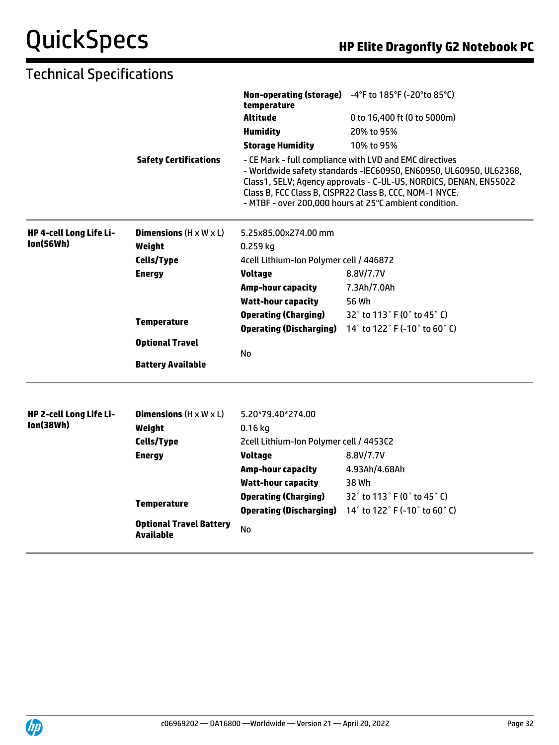# Technical Specifications

| | | | |
|---|---|---|---|
| | | **Non-operating (storage) temperature** | -4°F to 185°F (-20°to 85°C) |
| | | **Altitude** | 0 to 16,400 ft (0 to 5000m) |
| | | **Humidity** | 20% to 95% |
| | | **Storage Humidity** | 10% to 95% |
| | **Safety Certifications** | - CE Mark - full compliance with LVD and EMC directives<br>- Worldwide safety standards -IEC60950, EN60950, UL60950, UL62368, Class1, SELV; Agency approvals - C-UL-US, NORDICS, DENAN, EN55022 Class B, FCC Class B, CISPR22 Class B, CCC, NOM-1 NYCE.<br>- MTBF - over 200,000 hours at 25°C ambient condition. | |

| | | | |
|---|---|---|---|
| **HP 4-cell Long Life Li-Ion(56Wh)** | **Dimensions** (H x W x L) | 5.25x85.00x274.00 mm | |
| | **Weight** | 0.259 kg | |
| | **Cells/Type** | 4cell Lithium-Ion Polymer cell / 446872 | |
| | **Energy** | **Voltage** | 8.8V/7.7V |
| | | **Amp-hour capacity** | 7.3Ah/7.0Ah |
| | | **Watt-hour capacity** | 56 Wh |
| | **Temperature** | **Operating (Charging)** | 32˚ to 113˚ F (0˚ to 45˚ C) |
| | | **Operating (Discharging)** | 14˚ to 122˚ F (-10˚ to 60˚ C) |
| | **Optional Travel Battery Available** | No | |

| | | | |
|---|---|---|---|
| **HP 2-cell Long Life Li-Ion(38Wh)** | **Dimensions** (H x W x L) | 5.20*79.40*274.00 | |
| | **Weight** | 0.16 kg | |
| | **Cells/Type** | 2cell Lithium-Ion Polymer cell / 4453C2 | |
| | **Energy** | **Voltage** | 8.8V/7.7V |
| | | **Amp-hour capacity** | 4.93Ah/4.68Ah |
| | | **Watt-hour capacity** | 38 Wh |
| | **Temperature** | **Operating (Charging)** | 32˚ to 113˚ F (0˚ to 45˚ C) |
| | | **Operating (Discharging)** | 14˚ to 122˚ F (-10˚ to 60˚ C) |
| | **Optional Travel Battery Available** | No | |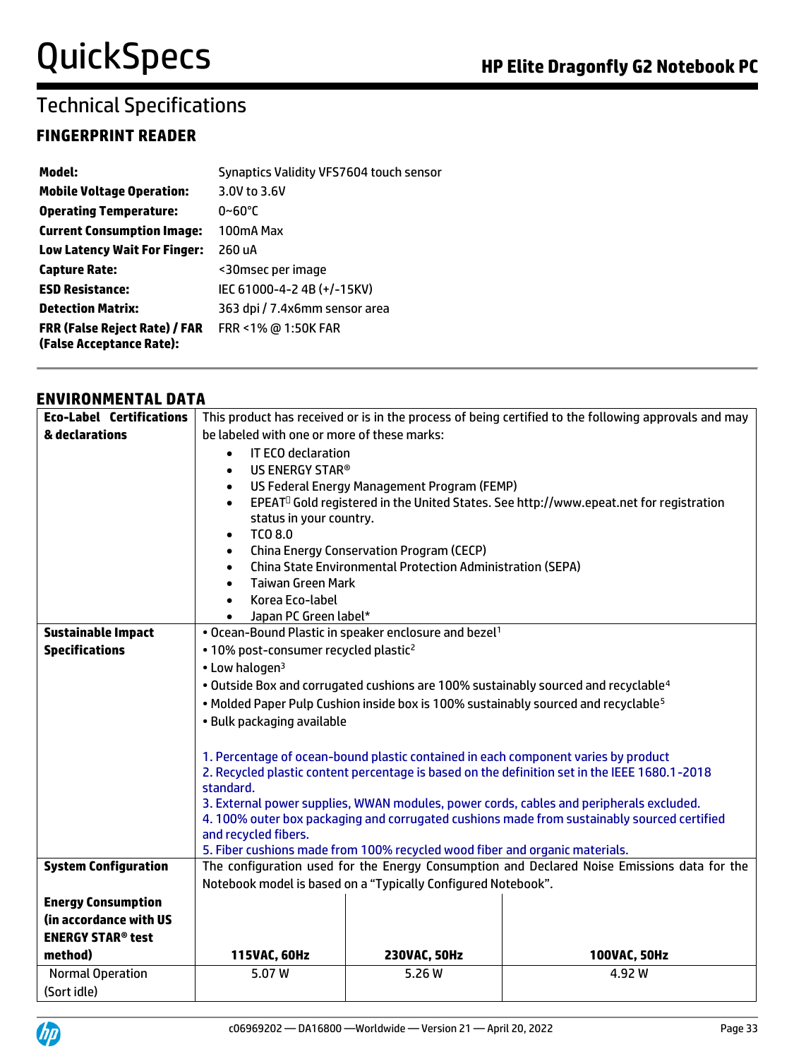# Technical Specifications

## FINGERPRINT READER

| | |
|---|---|
| **Model:** | Synaptics Validity VFS7604 touch sensor |
| **Mobile Voltage Operation:** | 3.0V to 3.6V |
| **Operating Temperature:** | 0~60°C |
| **Current Consumption Image:** | 100mA Max |
| **Low Latency Wait For Finger:** | 260 uA |
| **Capture Rate:** | <30msec per image |
| **ESD Resistance:** | IEC 61000-4-2 4B (+/-15KV) |
| **Detection Matrix:** | 363 dpi / 7.4x6mm sensor area |
| **FRR (False Reject Rate) / FAR (False Acceptance Rate):** | FRR <1% @ 1:50K FAR |

## ENVIRONMENTAL DATA

| | | | |
|---|---|---|---|
| **Eco-Label Certifications & declarations** | This product has received or is in the process of being certified to the following approvals and may be labeled with one or more of these marks: <br>• IT ECO declaration <br>• US ENERGY STAR® <br>• US Federal Energy Management Program (FEMP) <br>• EPEAT Gold registered in the United States. See http://www.epeat.net for registration status in your country. <br>• TCO 8.0 <br>• China Energy Conservation Program (CECP) <br>• China State Environmental Protection Administration (SEPA) <br>• Taiwan Green Mark <br>• Korea Eco-label <br>• Japan PC Green label* | | |
| **Sustainable Impact Specifications** | • Ocean-Bound Plastic in speaker enclosure and bezel[1] <br>• 10% post-consumer recycled plastic[2] <br>• Low halogen[3] <br>• Outside Box and corrugated cushions are 100% sustainably sourced and recyclable[4] <br>• Molded Paper Pulp Cushion inside box is 100% sustainably sourced and recyclable[5] <br>• Bulk packaging available <br><br>1. Percentage of ocean-bound plastic contained in each component varies by product <br>2. Recycled plastic content percentage is based on the definition set in the IEEE 1680.1-2018 standard. <br>3. External power supplies, WWAN modules, power cords, cables and peripherals excluded. <br>4. 100% outer box packaging and corrugated cushions made from sustainably sourced certified and recycled fibers. <br>5. Fiber cushions made from 100% recycled wood fiber and organic materials. | | |
| **System Configuration** | The configuration used for the Energy Consumption and Declared Noise Emissions data for the Notebook model is based on a "Typically Configured Notebook". | | |
| **Energy Consumption (in accordance with US ENERGY STAR® test method)** | **115VAC, 60Hz** | **230VAC, 50Hz** | **100VAC, 50Hz** |
| Normal Operation (Sort idle) | 5.07 W | 5.26 W | 4.92 W |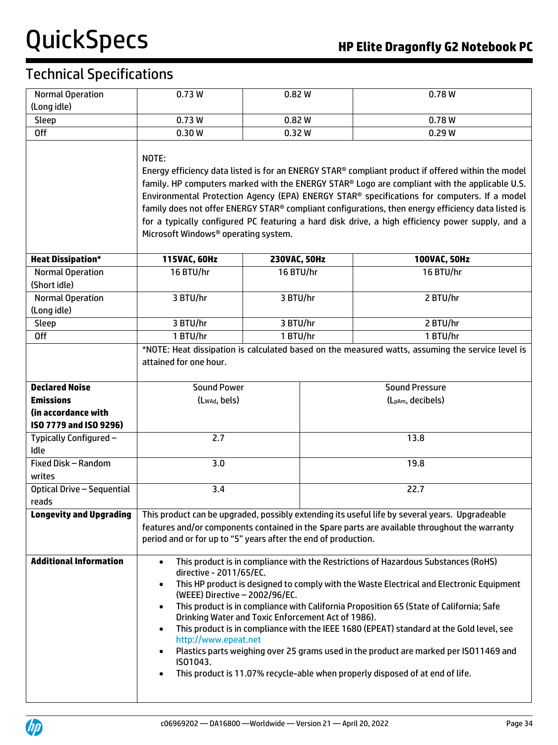## Technical Specifications

| | | | |
|---|---|---|---|
| Normal Operation (Long idle) | 0.73 W | 0.82 W | 0.78 W |
| Sleep | 0.73 W | 0.82 W | 0.78 W |
| Off | 0.30 W | 0.32 W | 0.29 W |
| | NOTE: Energy efficiency data listed is for an ENERGY STAR® compliant product if offered within the model family. HP computers marked with the ENERGY STAR® Logo are compliant with the applicable U.S. Environmental Protection Agency (EPA) ENERGY STAR® specifications for computers. If a model family does not offer ENERGY STAR® compliant configurations, then energy efficiency data listed is for a typically configured PC featuring a hard disk drive, a high efficiency power supply, and a Microsoft Windows® operating system. | | |
| **Heat Dissipation*** | **115VAC, 60Hz** | **230VAC, 50Hz** | **100VAC, 50Hz** |
| Normal Operation (Short idle) | 16 BTU/hr | 16 BTU/hr | 16 BTU/hr |
| Normal Operation (Long idle) | 3 BTU/hr | 3 BTU/hr | 2 BTU/hr |
| Sleep | 3 BTU/hr | 3 BTU/hr | 2 BTU/hr |
| Off | 1 BTU/hr | 1 BTU/hr | 1 BTU/hr |
| | *NOTE: Heat dissipation is calculated based on the measured watts, assuming the service level is attained for one hour. | | |

| **Declared Noise Emissions (in accordance with ISO 7779 and ISO 9296)** | Sound Power ($L_{WAd}$, bels) | Sound Pressure ($L_{pAm}$, decibels) |
|---|---|---|
| Typically Configured – Idle | 2.7 | 13.8 |
| Fixed Disk – Random writes | 3.0 | 19.8 |
| Optical Drive – Sequential reads | 3.4 | 22.7 |

| | |
|---|---|
| **Longevity and Upgrading** | This product can be upgraded, possibly extending its useful life by several years. Upgradeable features and/or components contained in the Spare parts are available throughout the warranty period and or for up to "5" years after the end of production. |
| **Additional Information** | • This product is in compliance with the Restrictions of Hazardous Substances (RoHS) directive - 2011/65/EC.<br>• This HP product is designed to comply with the Waste Electrical and Electronic Equipment (WEEE) Directive – 2002/96/EC.<br>• This product is in compliance with California Proposition 65 (State of California; Safe Drinking Water and Toxic Enforcement Act of 1986).<br>• This product is in compliance with the IEEE 1680 (EPEAT) standard at the Gold level, see http://www.epeat.net<br>• Plastics parts weighing over 25 grams used in the product are marked per ISO11469 and ISO1043.<br>• This product is 11.07% recycle-able when properly disposed of at end of life. |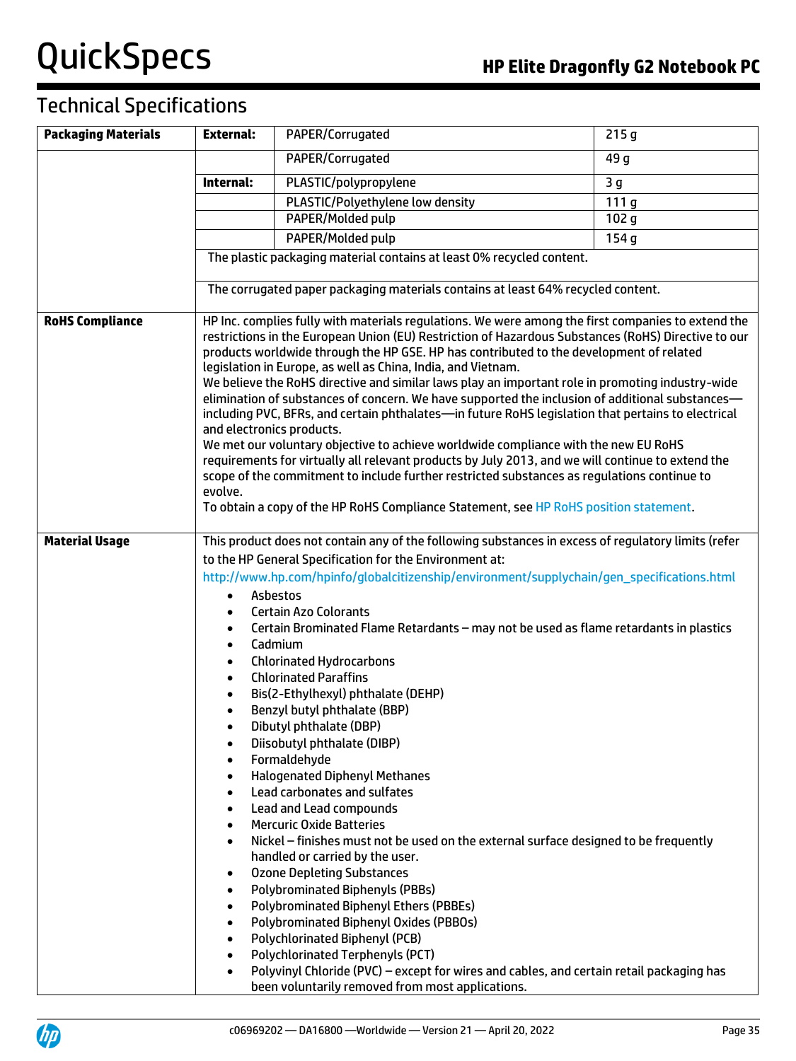## Technical Specifications

| Packaging Materials | External: | PAPER/Corrugated | 215 g |
|---|---|---|---|
| | | PAPER/Corrugated | 49 g |
| | Internal: | PLASTIC/polypropylene | 3 g |
| | | PLASTIC/Polyethylene low density | 111 g |
| | | PAPER/Molded pulp | 102 g |
| | | PAPER/Molded pulp | 154 g |
| | The plastic packaging material contains at least 0% recycled content. | | |
| | The corrugated paper packaging materials contains at least 64% recycled content. | | |

**RoHS Compliance**

HP Inc. complies fully with materials regulations. We were among the first companies to extend the restrictions in the European Union (EU) Restriction of Hazardous Substances (RoHS) Directive to our products worldwide through the HP GSE. HP has contributed to the development of related legislation in Europe, as well as China, India, and Vietnam.
We believe the RoHS directive and similar laws play an important role in promoting industry-wide elimination of substances of concern. We have supported the inclusion of additional substances—including PVC, BFRs, and certain phthalates—in future RoHS legislation that pertains to electrical and electronics products.
We met our voluntary objective to achieve worldwide compliance with the new EU RoHS requirements for virtually all relevant products by July 2013, and we will continue to extend the scope of the commitment to include further restricted substances as regulations continue to evolve.
To obtain a copy of the HP RoHS Compliance Statement, see HP RoHS position statement.

**Material Usage**

This product does not contain any of the following substances in excess of regulatory limits (refer to the HP General Specification for the Environment at:
http://www.hp.com/hpinfo/globalcitizenship/environment/supplychain/gen_specifications.html

- Asbestos
- Certain Azo Colorants
- Certain Brominated Flame Retardants – may not be used as flame retardants in plastics
- Cadmium
- Chlorinated Hydrocarbons
- Chlorinated Paraffins
- Bis(2-Ethylhexyl) phthalate (DEHP)
- Benzyl butyl phthalate (BBP)
- Dibutyl phthalate (DBP)
- Diisobutyl phthalate (DIBP)
- Formaldehyde
- Halogenated Diphenyl Methanes
- Lead carbonates and sulfates
- Lead and Lead compounds
- Mercuric Oxide Batteries
- Nickel – finishes must not be used on the external surface designed to be frequently handled or carried by the user.
- Ozone Depleting Substances
- Polybrominated Biphenyls (PBBs)
- Polybrominated Biphenyl Ethers (PBBEs)
- Polybrominated Biphenyl Oxides (PBBOs)
- Polychlorinated Biphenyl (PCB)
- Polychlorinated Terphenyls (PCT)
- Polyvinyl Chloride (PVC) – except for wires and cables, and certain retail packaging has been voluntarily removed from most applications.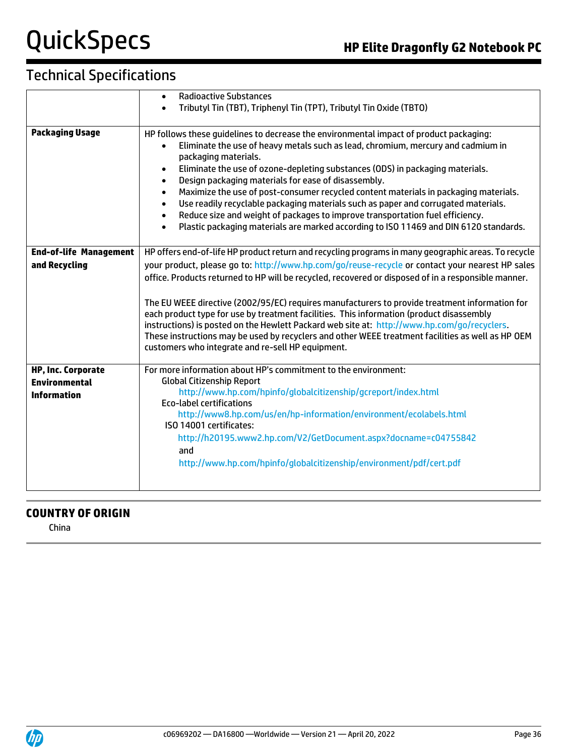## Technical Specifications

| | |
|---|---|
| | • Radioactive Substances<br>• Tributyl Tin (TBT), Triphenyl Tin (TPT), Tributyl Tin Oxide (TBTO) |
| **Packaging Usage** | HP follows these guidelines to decrease the environmental impact of product packaging:<br>• Eliminate the use of heavy metals such as lead, chromium, mercury and cadmium in packaging materials.<br>• Eliminate the use of ozone-depleting substances (ODS) in packaging materials.<br>• Design packaging materials for ease of disassembly.<br>• Maximize the use of post-consumer recycled content materials in packaging materials.<br>• Use readily recyclable packaging materials such as paper and corrugated materials.<br>• Reduce size and weight of packages to improve transportation fuel efficiency.<br>• Plastic packaging materials are marked according to ISO 11469 and DIN 6120 standards. |
| **End-of-life Management and Recycling** | HP offers end-of-life HP product return and recycling programs in many geographic areas. To recycle your product, please go to: http://www.hp.com/go/reuse-recycle or contact your nearest HP sales office. Products returned to HP will be recycled, recovered or disposed of in a responsible manner.<br><br>The EU WEEE directive (2002/95/EC) requires manufacturers to provide treatment information for each product type for use by treatment facilities. This information (product disassembly instructions) is posted on the Hewlett Packard web site at: http://www.hp.com/go/recyclers. These instructions may be used by recyclers and other WEEE treatment facilities as well as HP OEM customers who integrate and re-sell HP equipment. |
| **HP, Inc. Corporate Environmental Information** | For more information about HP's commitment to the environment:<br>Global Citizenship Report<br>http://www.hp.com/hpinfo/globalcitizenship/gcreport/index.html<br>Eco-label certifications<br>http://www8.hp.com/us/en/hp-information/environment/ecolabels.html<br>ISO 14001 certificates:<br>http://h20195.www2.hp.com/V2/GetDocument.aspx?docname=c04755842<br>and<br>http://www.hp.com/hpinfo/globalcitizenship/environment/pdf/cert.pdf |

## COUNTRY OF ORIGIN

China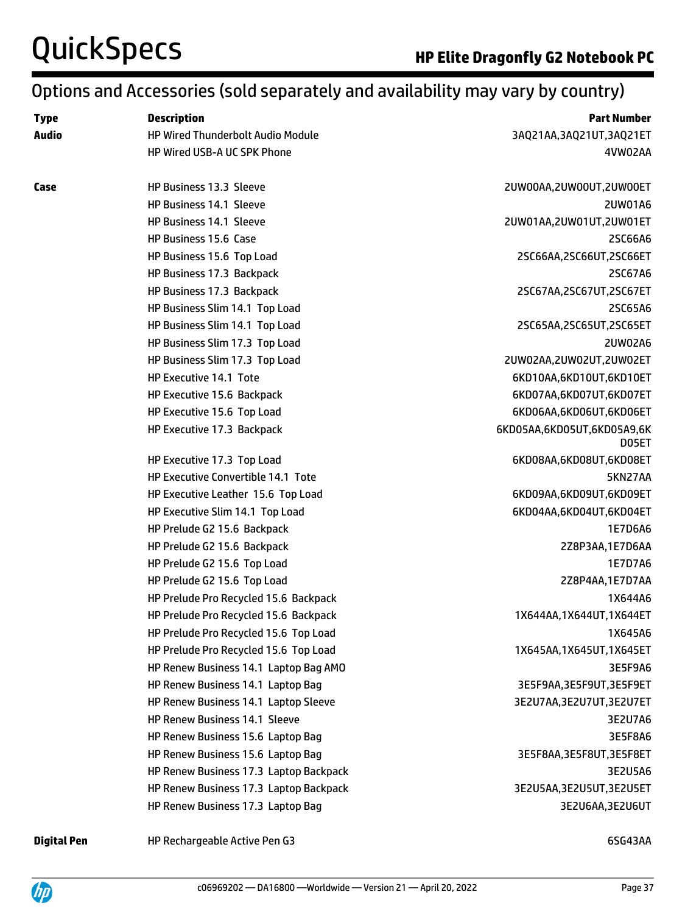## Options and Accessories (sold separately and availability may vary by country)

| Type | Description | Part Number |
|---|---|---|
| **Audio** | HP Wired Thunderbolt Audio Module | 3AQ21AA,3AQ21UT,3AQ21ET |
| | HP Wired USB-A UC SPK Phone | 4VW02AA |
| **Case** | HP Business 13.3 Sleeve | 2UW00AA,2UW00UT,2UW00ET |
| | HP Business 14.1 Sleeve | 2UW01A6 |
| | HP Business 14.1 Sleeve | 2UW01AA,2UW01UT,2UW01ET |
| | HP Business 15.6 Case | 2SC66A6 |
| | HP Business 15.6 Top Load | 2SC66AA,2SC66UT,2SC66ET |
| | HP Business 17.3 Backpack | 2SC67A6 |
| | HP Business 17.3 Backpack | 2SC67AA,2SC67UT,2SC67ET |
| | HP Business Slim 14.1 Top Load | 2SC65A6 |
| | HP Business Slim 14.1 Top Load | 2SC65AA,2SC65UT,2SC65ET |
| | HP Business Slim 17.3 Top Load | 2UW02A6 |
| | HP Business Slim 17.3 Top Load | 2UW02AA,2UW02UT,2UW02ET |
| | HP Executive 14.1 Tote | 6KD10AA,6KD10UT,6KD10ET |
| | HP Executive 15.6 Backpack | 6KD07AA,6KD07UT,6KD07ET |
| | HP Executive 15.6 Top Load | 6KD06AA,6KD06UT,6KD06ET |
| | HP Executive 17.3 Backpack | 6KD05AA,6KD05UT,6KD05A9,6KD05ET |
| | HP Executive 17.3 Top Load | 6KD08AA,6KD08UT,6KD08ET |
| | HP Executive Convertible 14.1 Tote | 5KN27AA |
| | HP Executive Leather 15.6 Top Load | 6KD09AA,6KD09UT,6KD09ET |
| | HP Executive Slim 14.1 Top Load | 6KD04AA,6KD04UT,6KD04ET |
| | HP Prelude G2 15.6 Backpack | 1E7D6A6 |
| | HP Prelude G2 15.6 Backpack | 2Z8P3AA,1E7D6AA |
| | HP Prelude G2 15.6 Top Load | 1E7D7A6 |
| | HP Prelude G2 15.6 Top Load | 2Z8P4AA,1E7D7AA |
| | HP Prelude Pro Recycled 15.6 Backpack | 1X644A6 |
| | HP Prelude Pro Recycled 15.6 Backpack | 1X644AA,1X644UT,1X644ET |
| | HP Prelude Pro Recycled 15.6 Top Load | 1X645A6 |
| | HP Prelude Pro Recycled 15.6 Top Load | 1X645AA,1X645UT,1X645ET |
| | HP Renew Business 14.1 Laptop Bag AMO | 3E5F9A6 |
| | HP Renew Business 14.1 Laptop Bag | 3E5F9AA,3E5F9UT,3E5F9ET |
| | HP Renew Business 14.1 Laptop Sleeve | 3E2U7AA,3E2U7UT,3E2U7ET |
| | HP Renew Business 14.1 Sleeve | 3E2U7A6 |
| | HP Renew Business 15.6 Laptop Bag | 3E5F8A6 |
| | HP Renew Business 15.6 Laptop Bag | 3E5F8AA,3E5F8UT,3E5F8ET |
| | HP Renew Business 17.3 Laptop Backpack | 3E2U5A6 |
| | HP Renew Business 17.3 Laptop Backpack | 3E2U5AA,3E2U5UT,3E2U5ET |
| | HP Renew Business 17.3 Laptop Bag | 3E2U6AA,3E2U6UT |
| **Digital Pen** | HP Rechargeable Active Pen G3 | 6SG43AA |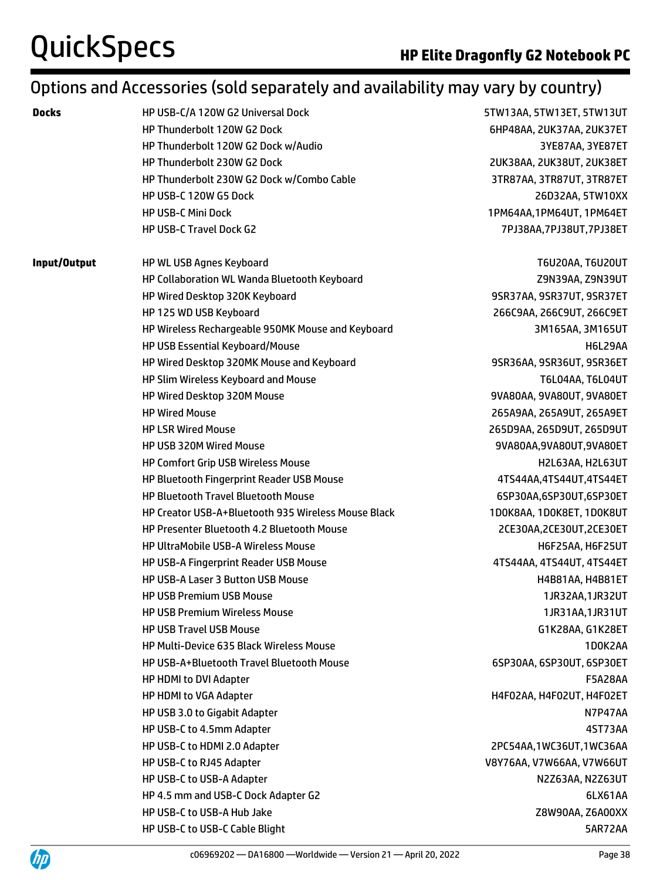## Options and Accessories (sold separately and availability may vary by country)

| | | |
|---|---|---|
| **Docks** | HP USB-C/A 120W G2 Universal Dock | 5TW13AA, 5TW13ET, 5TW13UT |
| | HP Thunderbolt 120W G2 Dock | 6HP48AA, 2UK37AA, 2UK37ET |
| | HP Thunderbolt 120W G2 Dock w/Audio | 3YE87AA, 3YE87ET |
| | HP Thunderbolt 230W G2 Dock | 2UK38AA, 2UK38UT, 2UK38ET |
| | HP Thunderbolt 230W G2 Dock w/Combo Cable | 3TR87AA, 3TR87UT, 3TR87ET |
| | HP USB-C 120W G5 Dock | 26D32AA, 5TW10XX |
| | HP USB-C Mini Dock | 1PM64AA,1PM64UT, 1PM64ET |
| | HP USB-C Travel Dock G2 | 7PJ38AA,7PJ38UT,7PJ38ET |
| **Input/Output** | HP WL USB Agnes Keyboard | T6U20AA, T6U20UT |
| | HP Collaboration WL Wanda Bluetooth Keyboard | Z9N39AA, Z9N39UT |
| | HP Wired Desktop 320K Keyboard | 9SR37AA, 9SR37UT, 9SR37ET |
| | HP 125 WD USB Keyboard | 266C9AA, 266C9UT, 266C9ET |
| | HP Wireless Rechargeable 950MK Mouse and Keyboard | 3M165AA, 3M165UT |
| | HP USB Essential Keyboard/Mouse | H6L29AA |
| | HP Wired Desktop 320MK Mouse and Keyboard | 9SR36AA, 9SR36UT, 9SR36ET |
| | HP Slim Wireless Keyboard and Mouse | T6L04AA, T6L04UT |
| | HP Wired Desktop 320M Mouse | 9VA80AA, 9VA80UT, 9VA80ET |
| | HP Wired Mouse | 265A9AA, 265A9UT, 265A9ET |
| | HP LSR Wired Mouse | 265D9AA, 265D9UT, 265D9UT |
| | HP USB 320M Wired Mouse | 9VA80AA,9VA80UT,9VA80ET |
| | HP Comfort Grip USB Wireless Mouse | H2L63AA, H2L63UT |
| | HP Bluetooth Fingerprint Reader USB Mouse | 4TS44AA,4TS44UT,4TS44ET |
| | HP Bluetooth Travel Bluetooth Mouse | 6SP30AA,6SP30UT,6SP30ET |
| | HP Creator USB-A+Bluetooth 935 Wireless Mouse Black | 1D0K8AA, 1D0K8ET, 1D0K8UT |
| | HP Presenter Bluetooth 4.2 Bluetooth Mouse | 2CE30AA,2CE30UT,2CE30ET |
| | HP UltraMobile USB-A Wireless Mouse | H6F25AA, H6F25UT |
| | HP USB-A Fingerprint Reader USB Mouse | 4TS44AA, 4TS44UT, 4TS44ET |
| | HP USB-A Laser 3 Button USB Mouse | H4B81AA, H4B81ET |
| | HP USB Premium USB Mouse | 1JR32AA,1JR32UT |
| | HP USB Premium Wireless Mouse | 1JR31AA,1JR31UT |
| | HP USB Travel USB Mouse | G1K28AA, G1K28ET |
| | HP Multi-Device 635 Black Wireless Mouse | 1D0K2AA |
| | HP USB-A+Bluetooth Travel Bluetooth Mouse | 6SP30AA, 6SP30UT, 6SP30ET |
| | HP HDMI to DVI Adapter | F5A28AA |
| | HP HDMI to VGA Adapter | H4F02AA, H4F02UT, H4F02ET |
| | HP USB 3.0 to Gigabit Adapter | N7P47AA |
| | HP USB-C to 4.5mm Adapter | 4ST73AA |
| | HP USB-C to HDMI 2.0 Adapter | 2PC54AA,1WC36UT,1WC36AA |
| | HP USB-C to RJ45 Adapter | V8Y76AA, V7W66AA, V7W66UT |
| | HP USB-C to USB-A Adapter | N2Z63AA, N2Z63UT |
| | HP 4.5 mm and USB-C Dock Adapter G2 | 6LX61AA |
| | HP USB-C to USB-A Hub Jake | Z8W90AA, Z6A00XX |
| | HP USB-C to USB-C Cable Blight | 5AR72AA |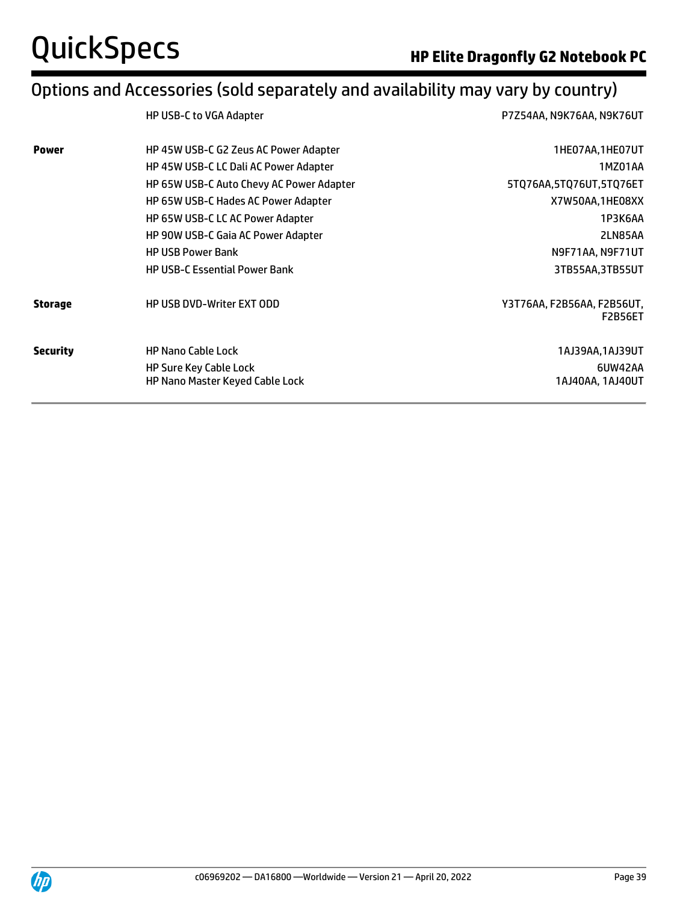## Options and Accessories (sold separately and availability may vary by country)

| | | |
|---|---|---|
| | HP USB-C to VGA Adapter | P7Z54AA, N9K76AA, N9K76UT |
| **Power** | HP 45W USB-C G2 Zeus AC Power Adapter | 1HE07AA,1HE07UT |
| | HP 45W USB-C LC Dali AC Power Adapter | 1MZ01AA |
| | HP 65W USB-C Auto Chevy AC Power Adapter | 5TQ76AA,5TQ76UT,5TQ76ET |
| | HP 65W USB-C Hades AC Power Adapter | X7W50AA,1HE08XX |
| | HP 65W USB-C LC AC Power Adapter | 1P3K6AA |
| | HP 90W USB-C Gaia AC Power Adapter | 2LN85AA |
| | HP USB Power Bank | N9F71AA, N9F71UT |
| | HP USB-C Essential Power Bank | 3TB55AA,3TB55UT |
| **Storage** | HP USB DVD-Writer EXT ODD | Y3T76AA, F2B56AA, F2B56UT, F2B56ET |
| **Security** | HP Nano Cable Lock | 1AJ39AA,1AJ39UT |
| | HP Sure Key Cable Lock | 6UW42AA |
| | HP Nano Master Keyed Cable Lock | 1AJ40AA, 1AJ40UT |

c06969202 — DA16800 —Worldwide — Version 21 — April 20, 2022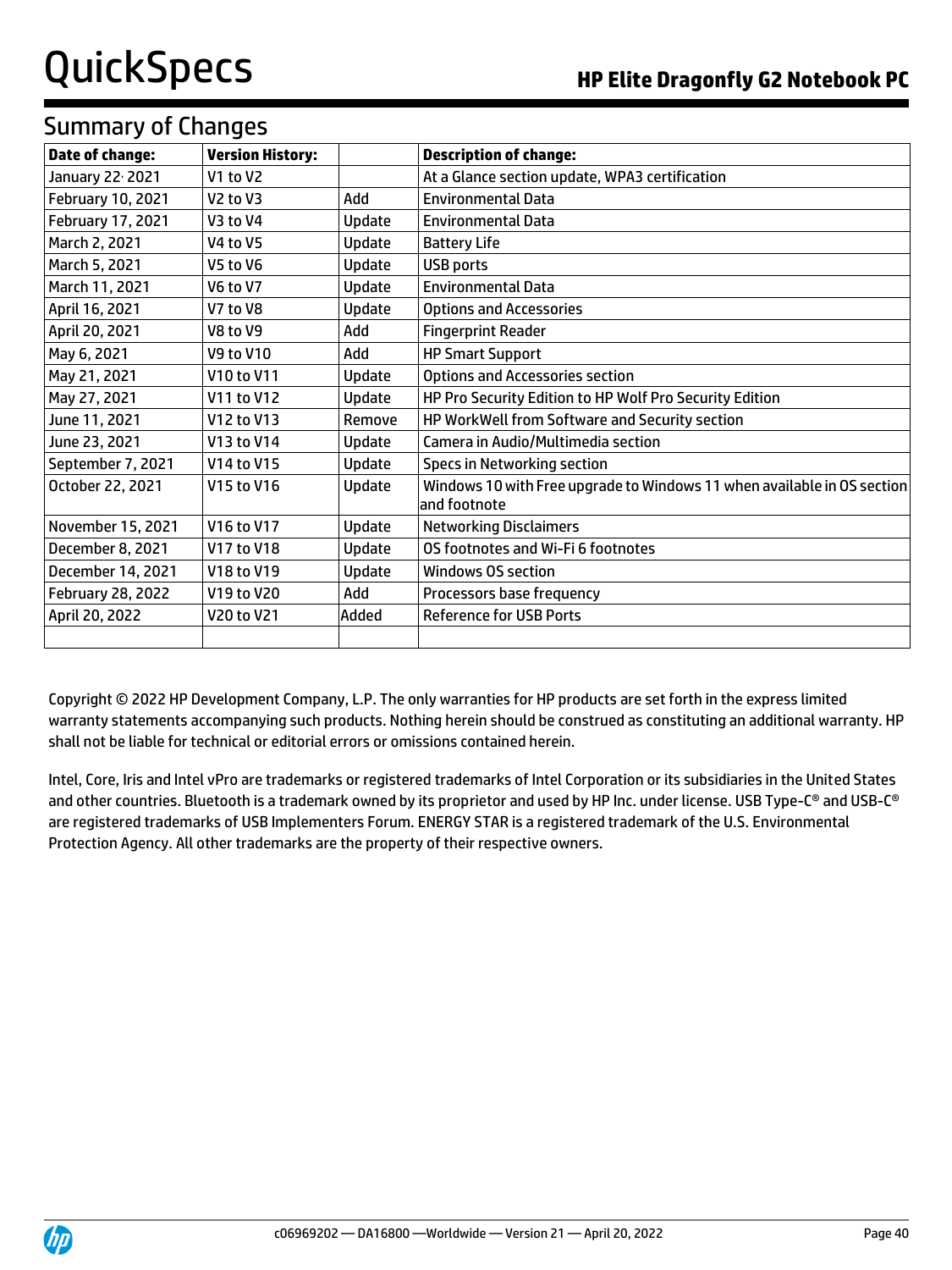## Summary of Changes

| Date of change: | Version History: | | Description of change: |
|---|---|---|---|
| January 22, 2021 | V1 to V2 | | At a Glance section update, WPA3 certification |
| February 10, 2021 | V2 to V3 | Add | Environmental Data |
| February 17, 2021 | V3 to V4 | Update | Environmental Data |
| March 2, 2021 | V4 to V5 | Update | Battery Life |
| March 5, 2021 | V5 to V6 | Update | USB ports |
| March 11, 2021 | V6 to V7 | Update | Environmental Data |
| April 16, 2021 | V7 to V8 | Update | Options and Accessories |
| April 20, 2021 | V8 to V9 | Add | Fingerprint Reader |
| May 6, 2021 | V9 to V10 | Add | HP Smart Support |
| May 21, 2021 | V10 to V11 | Update | Options and Accessories section |
| May 27, 2021 | V11 to V12 | Update | HP Pro Security Edition to HP Wolf Pro Security Edition |
| June 11, 2021 | V12 to V13 | Remove | HP WorkWell from Software and Security section |
| June 23, 2021 | V13 to V14 | Update | Camera in Audio/Multimedia section |
| September 7, 2021 | V14 to V15 | Update | Specs in Networking section |
| October 22, 2021 | V15 to V16 | Update | Windows 10 with Free upgrade to Windows 11 when available in OS section and footnote |
| November 15, 2021 | V16 to V17 | Update | Networking Disclaimers |
| December 8, 2021 | V17 to V18 | Update | OS footnotes and Wi-Fi 6 footnotes |
| December 14, 2021 | V18 to V19 | Update | Windows OS section |
| February 28, 2022 | V19 to V20 | Add | Processors base frequency |
| April 20, 2022 | V20 to V21 | Added | Reference for USB Ports |
| | | | |

Copyright © 2022 HP Development Company, L.P. The only warranties for HP products are set forth in the express limited warranty statements accompanying such products. Nothing herein should be construed as constituting an additional warranty. HP shall not be liable for technical or editorial errors or omissions contained herein.

Intel, Core, Iris and Intel vPro are trademarks or registered trademarks of Intel Corporation or its subsidiaries in the United States and other countries. Bluetooth is a trademark owned by its proprietor and used by HP Inc. under license. USB Type-C® and USB-C® are registered trademarks of USB Implementers Forum. ENERGY STAR is a registered trademark of the U.S. Environmental Protection Agency. All other trademarks are the property of their respective owners.